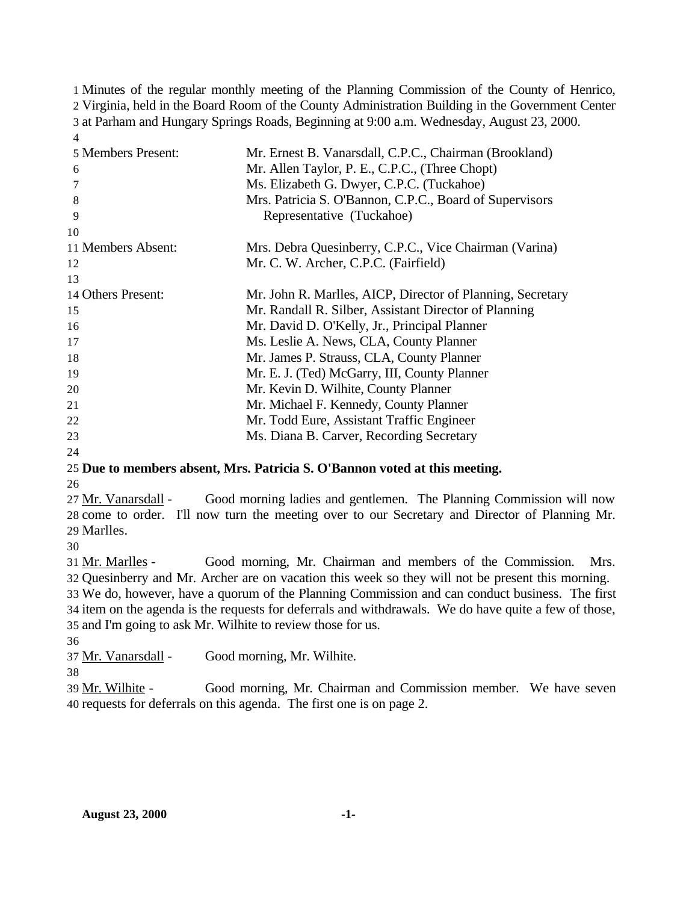Minutes of the regular monthly meeting of the Planning Commission of the County of Henrico, Virginia, held in the Board Room of the County Administration Building in the Government Center at Parham and Hungary Springs Roads, Beginning at 9:00 a.m. Wednesday, August 23, 2000.

| | |
|---|---|
| Members Present: | Mr. Ernest B. Vanarsdall, C.P.C., Chairman (Brookland) |
| | Mr. Allen Taylor, P. E., C.P.C., (Three Chopt) |
| | Ms. Elizabeth G. Dwyer, C.P.C. (Tuckahoe) |
| | Mrs. Patricia S. O'Bannon, C.P.C., Board of Supervisors Representative (Tuckahoe) |
| | |
| Members Absent: | Mrs. Debra Quesinberry, C.P.C., Vice Chairman (Varina) |
| | Mr. C. W. Archer, C.P.C. (Fairfield) |
| | |
| Others Present: | Mr. John R. Marlles, AICP, Director of Planning, Secretary |
| | Mr. Randall R. Silber, Assistant Director of Planning |
| | Mr. David D. O'Kelly, Jr., Principal Planner |
| | Ms. Leslie A. News, CLA, County Planner |
| | Mr. James P. Strauss, CLA, County Planner |
| | Mr. E. J. (Ted) McGarry, III, County Planner |
| | Mr. Kevin D. Wilhite, County Planner |
| | Mr. Michael F. Kennedy, County Planner |
| | Mr. Todd Eure, Assistant Traffic Engineer |
| | Ms. Diana B. Carver, Recording Secretary |

**Due to members absent, Mrs. Patricia S. O'Bannon voted at this meeting.**

Mr. Vanarsdall - Good morning ladies and gentlemen. The Planning Commission will now come to order. I'll now turn the meeting over to our Secretary and Director of Planning Mr. Marlles.

Mr. Marlles - Good morning, Mr. Chairman and members of the Commission. Mrs. Quesinberry and Mr. Archer are on vacation this week so they will not be present this morning. We do, however, have a quorum of the Planning Commission and can conduct business. The first item on the agenda is the requests for deferrals and withdrawals. We do have quite a few of those, and I'm going to ask Mr. Wilhite to review those for us.

Mr. Vanarsdall - Good morning, Mr. Wilhite.

Mr. Wilhite - Good morning, Mr. Chairman and Commission member. We have seven requests for deferrals on this agenda. The first one is on page 2.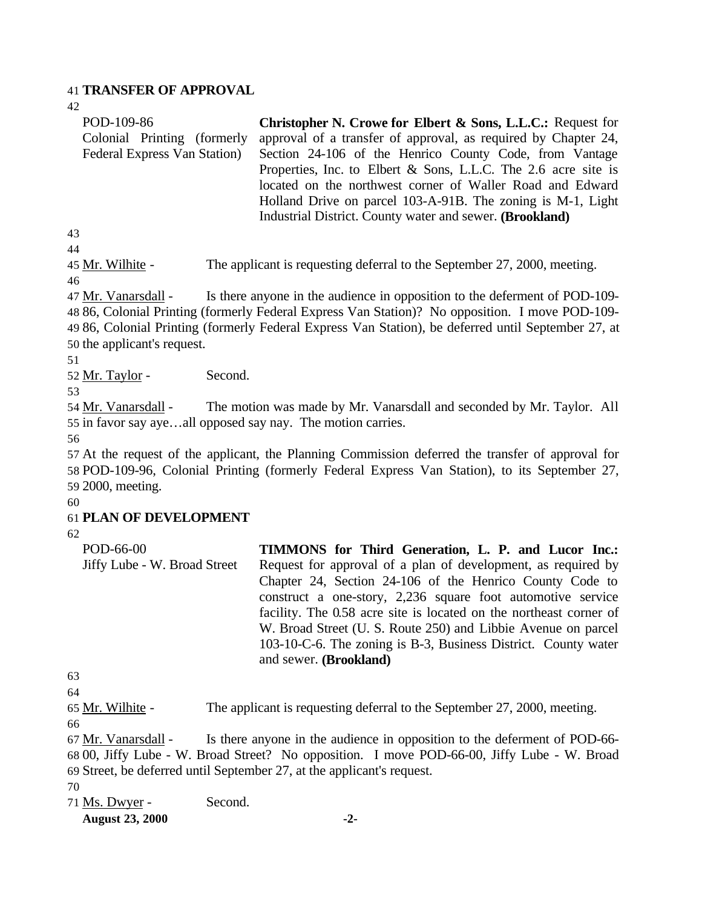**TRANSFER OF APPROVAL**

| | |
|---|---|
| POD-109-86<br>Colonial Printing (formerly Federal Express Van Station) | **Christopher N. Crowe for Elbert & Sons, L.L.C.:** Request for approval of a transfer of approval, as required by Chapter 24, Section 24-106 of the Henrico County Code, from Vantage Properties, Inc. to Elbert & Sons, L.L.C. The 2.6 acre site is located on the northwest corner of Waller Road and Edward Holland Drive on parcel 103-A-91B. The zoning is M-1, Light Industrial District. County water and sewer. **(Brookland)** |

Mr. Wilhite - The applicant is requesting deferral to the September 27, 2000, meeting.

Mr. Vanarsdall - Is there anyone in the audience in opposition to the deferment of POD-109-86, Colonial Printing (formerly Federal Express Van Station)? No opposition. I move POD-109-86, Colonial Printing (formerly Federal Express Van Station), be deferred until September 27, at the applicant's request.

Mr. Taylor - Second.

Mr. Vanarsdall - The motion was made by Mr. Vanarsdall and seconded by Mr. Taylor. All in favor say aye…all opposed say nay. The motion carries.

At the request of the applicant, the Planning Commission deferred the transfer of approval for POD-109-96, Colonial Printing (formerly Federal Express Van Station), to its September 27, 2000, meeting.

**PLAN OF DEVELOPMENT**

| | |
|---|---|
| POD-66-00<br>Jiffy Lube - W. Broad Street | **TIMMONS for Third Generation, L. P. and Lucor Inc.:** Request for approval of a plan of development, as required by Chapter 24, Section 24-106 of the Henrico County Code to construct a one-story, 2,236 square foot automotive service facility. The 0.58 acre site is located on the northeast corner of W. Broad Street (U. S. Route 250) and Libbie Avenue on parcel 103-10-C-6. The zoning is B-3, Business District. County water and sewer. **(Brookland)** |

Mr. Wilhite - The applicant is requesting deferral to the September 27, 2000, meeting.

Mr. Vanarsdall - Is there anyone in the audience in opposition to the deferment of POD-66-00, Jiffy Lube - W. Broad Street? No opposition. I move POD-66-00, Jiffy Lube - W. Broad Street, be deferred until September 27, at the applicant's request.

Ms. Dwyer - Second.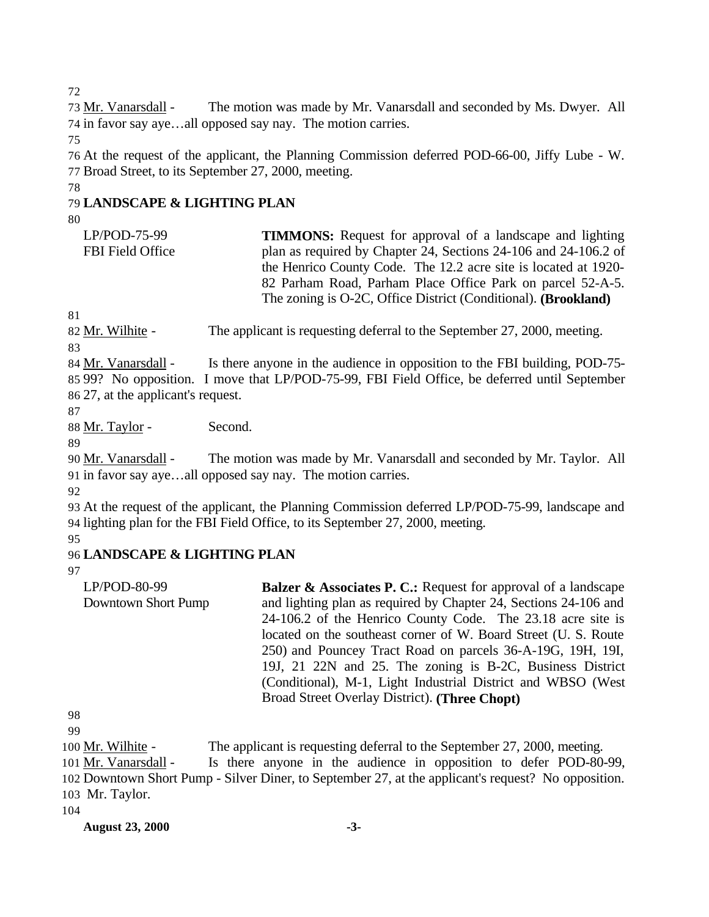Mr. Vanarsdall - The motion was made by Mr. Vanarsdall and seconded by Ms. Dwyer. All in favor say aye…all opposed say nay. The motion carries.

At the request of the applicant, the Planning Commission deferred POD-66-00, Jiffy Lube - W. Broad Street, to its September 27, 2000, meeting.

**LANDSCAPE & LIGHTING PLAN**

LP/POD-75-99
FBI Field Office

**TIMMONS:** Request for approval of a landscape and lighting plan as required by Chapter 24, Sections 24-106 and 24-106.2 of the Henrico County Code. The 12.2 acre site is located at 1920-82 Parham Road, Parham Place Office Park on parcel 52-A-5. The zoning is O-2C, Office District (Conditional). **(Brookland)**

Mr. Wilhite - The applicant is requesting deferral to the September 27, 2000, meeting.

Mr. Vanarsdall - Is there anyone in the audience in opposition to the FBI building, POD-75-99? No opposition. I move that LP/POD-75-99, FBI Field Office, be deferred until September 27, at the applicant's request.

Mr. Taylor - Second.

Mr. Vanarsdall - The motion was made by Mr. Vanarsdall and seconded by Mr. Taylor. All in favor say aye…all opposed say nay. The motion carries.

At the request of the applicant, the Planning Commission deferred LP/POD-75-99, landscape and lighting plan for the FBI Field Office, to its September 27, 2000, meeting.

**LANDSCAPE & LIGHTING PLAN**

LP/POD-80-99
Downtown Short Pump

**Balzer & Associates P. C.:** Request for approval of a landscape and lighting plan as required by Chapter 24, Sections 24-106 and 24-106.2 of the Henrico County Code. The 23.18 acre site is located on the southeast corner of W. Board Street (U. S. Route 250) and Pouncey Tract Road on parcels 36-A-19G, 19H, 19I, 19J, 21 22N and 25. The zoning is B-2C, Business District (Conditional), M-1, Light Industrial District and WBSO (West Broad Street Overlay District). **(Three Chopt)**

Mr. Wilhite - The applicant is requesting deferral to the September 27, 2000, meeting.

Mr. Vanarsdall - Is there anyone in the audience in opposition to defer POD-80-99, Downtown Short Pump - Silver Diner, to September 27, at the applicant's request? No opposition. Mr. Taylor.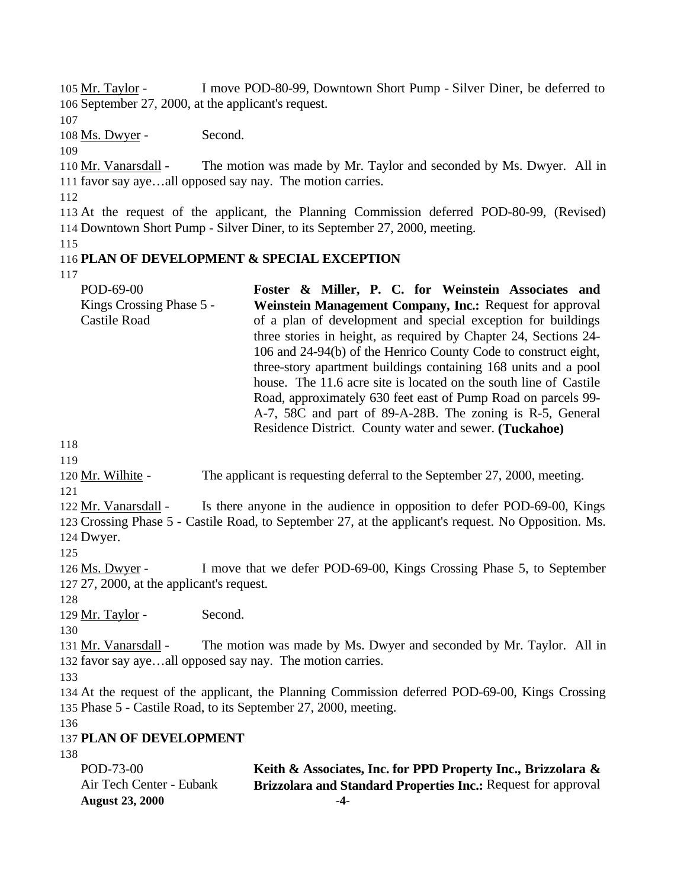Mr. Taylor - I move POD-80-99, Downtown Short Pump - Silver Diner, be deferred to September 27, 2000, at the applicant's request.

Ms. Dwyer - Second.

Mr. Vanarsdall - The motion was made by Mr. Taylor and seconded by Ms. Dwyer. All in favor say aye…all opposed say nay. The motion carries.

At the request of the applicant, the Planning Commission deferred POD-80-99, (Revised) Downtown Short Pump - Silver Diner, to its September 27, 2000, meeting.

**PLAN OF DEVELOPMENT & SPECIAL EXCEPTION**

POD-69-00
Kings Crossing Phase 5 - Castile Road

**Foster & Miller, P. C. for Weinstein Associates and Weinstein Management Company, Inc.:** Request for approval of a plan of development and special exception for buildings three stories in height, as required by Chapter 24, Sections 24-106 and 24-94(b) of the Henrico County Code to construct eight, three-story apartment buildings containing 168 units and a pool house. The 11.6 acre site is located on the south line of Castile Road, approximately 630 feet east of Pump Road on parcels 99-A-7, 58C and part of 89-A-28B. The zoning is R-5, General Residence District. County water and sewer. **(Tuckahoe)**

Mr. Wilhite - The applicant is requesting deferral to the September 27, 2000, meeting.

Mr. Vanarsdall - Is there anyone in the audience in opposition to defer POD-69-00, Kings Crossing Phase 5 - Castile Road, to September 27, at the applicant's request. No Opposition. Ms. Dwyer.

Ms. Dwyer - I move that we defer POD-69-00, Kings Crossing Phase 5, to September 27, 2000, at the applicant's request.

Mr. Taylor - Second.

Mr. Vanarsdall - The motion was made by Ms. Dwyer and seconded by Mr. Taylor. All in favor say aye…all opposed say nay. The motion carries.

At the request of the applicant, the Planning Commission deferred POD-69-00, Kings Crossing Phase 5 - Castile Road, to its September 27, 2000, meeting.

**PLAN OF DEVELOPMENT**

POD-73-00
Air Tech Center - Eubank

**Keith & Associates, Inc. for PPD Property Inc., Brizzolara & Brizzolara and Standard Properties Inc.:** Request for approval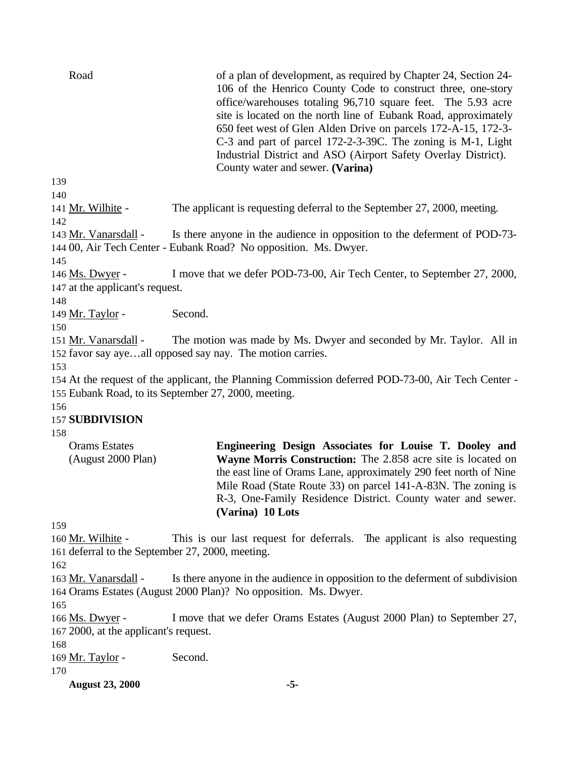Road — of a plan of development, as required by Chapter 24, Section 24-106 of the Henrico County Code to construct three, one-story office/warehouses totaling 96,710 square feet. The 5.93 acre site is located on the north line of Eubank Road, approximately 650 feet west of Glen Alden Drive on parcels 172-A-15, 172-3-C-3 and part of parcel 172-2-3-39C. The zoning is M-1, Light Industrial District and ASO (Airport Safety Overlay District). County water and sewer. **(Varina)**

139
140
141 Mr. Wilhite - The applicant is requesting deferral to the September 27, 2000, meeting.
142
143 Mr. Vanarsdall - Is there anyone in the audience in opposition to the deferment of POD-73-
144 00, Air Tech Center - Eubank Road? No opposition. Ms. Dwyer.
145
146 Ms. Dwyer - I move that we defer POD-73-00, Air Tech Center, to September 27, 2000,
147 at the applicant's request.
148
149 Mr. Taylor - Second.
150
151 Mr. Vanarsdall - The motion was made by Ms. Dwyer and seconded by Mr. Taylor. All in
152 favor say aye…all opposed say nay. The motion carries.
153
154 At the request of the applicant, the Planning Commission deferred POD-73-00, Air Tech Center -
155 Eubank Road, to its September 27, 2000, meeting.
156
157 **SUBDIVISION**
158

Orams Estates (August 2000 Plan) — **Engineering Design Associates for Louise T. Dooley and Wayne Morris Construction:** The 2.858 acre site is located on the east line of Orams Lane, approximately 290 feet north of Nine Mile Road (State Route 33) on parcel 141-A-83N. The zoning is R-3, One-Family Residence District. County water and sewer. **(Varina) 10 Lots**

159
160 Mr. Wilhite - This is our last request for deferrals. The applicant is also requesting
161 deferral to the September 27, 2000, meeting.
162
163 Mr. Vanarsdall - Is there anyone in the audience in opposition to the deferment of subdivision
164 Orams Estates (August 2000 Plan)? No opposition. Ms. Dwyer.
165
166 Ms. Dwyer - I move that we defer Orams Estates (August 2000 Plan) to September 27,
167 2000, at the applicant's request.
168
169 Mr. Taylor - Second.
170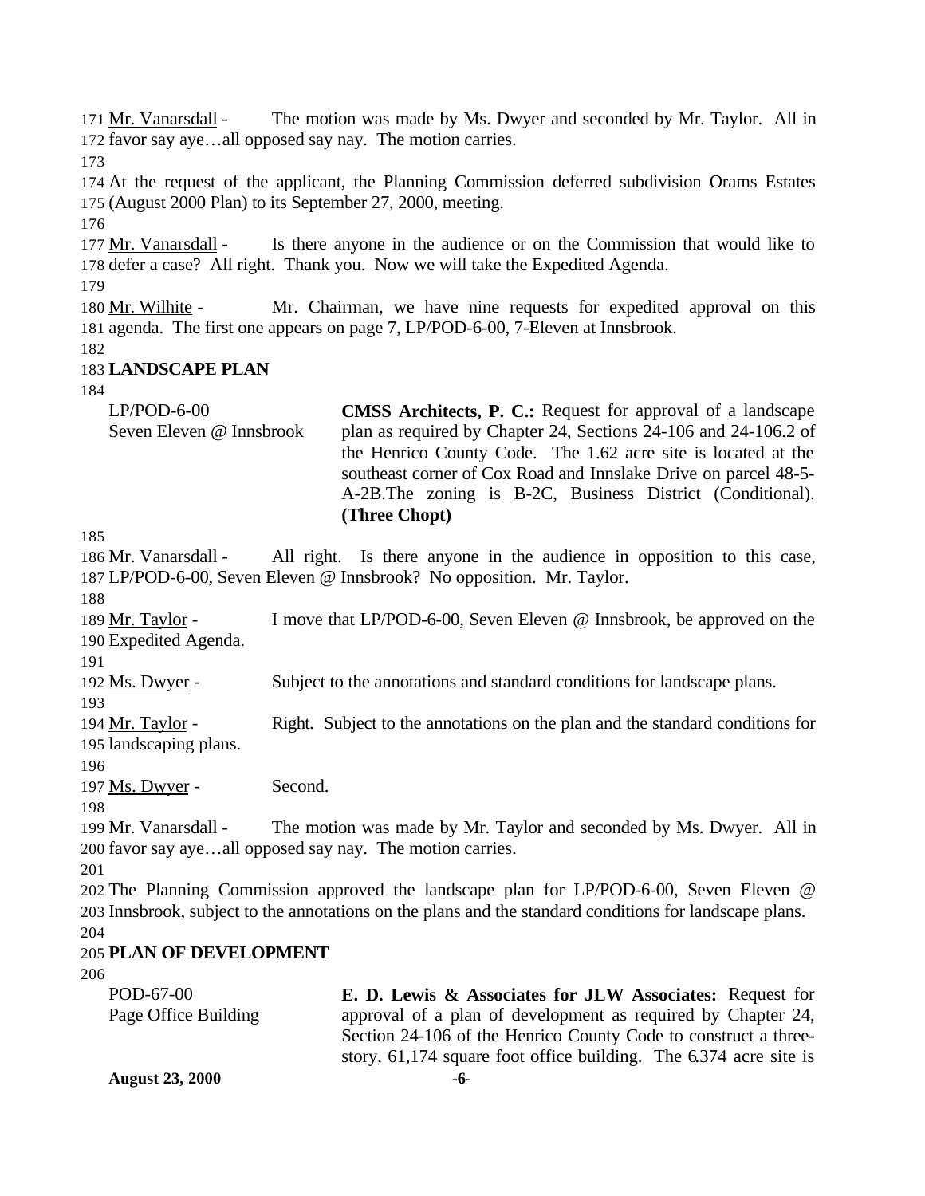171 Mr. Vanarsdall - The motion was made by Ms. Dwyer and seconded by Mr. Taylor. All in 172 favor say aye…all opposed say nay. The motion carries.

173

174 At the request of the applicant, the Planning Commission deferred subdivision Orams Estates 175 (August 2000 Plan) to its September 27, 2000, meeting.

176

177 Mr. Vanarsdall - Is there anyone in the audience or on the Commission that would like to 178 defer a case? All right. Thank you. Now we will take the Expedited Agenda.

179

180 Mr. Wilhite - Mr. Chairman, we have nine requests for expedited approval on this 181 agenda. The first one appears on page 7, LP/POD-6-00, 7-Eleven at Innsbrook.

182

183 **LANDSCAPE PLAN**

184

| | |
|---|---|
| LP/POD-6-00<br>Seven Eleven @ Innsbrook | **CMSS Architects, P. C.:** Request for approval of a landscape plan as required by Chapter 24, Sections 24-106 and 24-106.2 of the Henrico County Code. The 1.62 acre site is located at the southeast corner of Cox Road and Innslake Drive on parcel 48-5-A-2B.The zoning is B-2C, Business District (Conditional). **(Three Chopt)** |

185

186 Mr. Vanarsdall - All right. Is there anyone in the audience in opposition to this case, 187 LP/POD-6-00, Seven Eleven @ Innsbrook? No opposition. Mr. Taylor.

188

189 Mr. Taylor - I move that LP/POD-6-00, Seven Eleven @ Innsbrook, be approved on the 190 Expedited Agenda.

191

192 Ms. Dwyer - Subject to the annotations and standard conditions for landscape plans.

193

194 Mr. Taylor - Right. Subject to the annotations on the plan and the standard conditions for 195 landscaping plans.

196

197 Ms. Dwyer - Second.

198

199 Mr. Vanarsdall - The motion was made by Mr. Taylor and seconded by Ms. Dwyer. All in 200 favor say aye…all opposed say nay. The motion carries.

201

202 The Planning Commission approved the landscape plan for LP/POD-6-00, Seven Eleven @ 203 Innsbrook, subject to the annotations on the plans and the standard conditions for landscape plans.

204

205 **PLAN OF DEVELOPMENT**

206

| | |
|---|---|
| POD-67-00<br>Page Office Building | **E. D. Lewis & Associates for JLW Associates:** Request for approval of a plan of development as required by Chapter 24, Section 24-106 of the Henrico County Code to construct a three-story, 61,174 square foot office building. The 6.374 acre site is |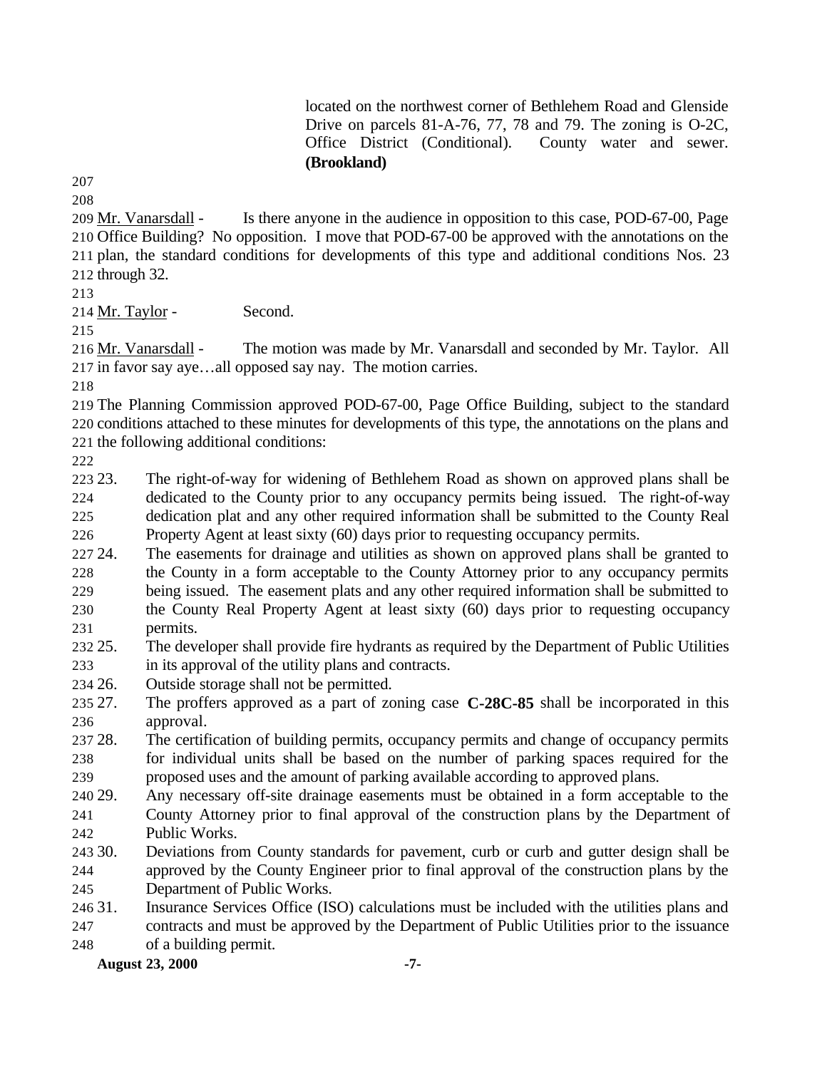located on the northwest corner of Bethlehem Road and Glenside Drive on parcels 81-A-76, 77, 78 and 79. The zoning is O-2C, Office District (Conditional). County water and sewer. **(Brookland)**

Mr. Vanarsdall - Is there anyone in the audience in opposition to this case, POD-67-00, Page Office Building? No opposition. I move that POD-67-00 be approved with the annotations on the plan, the standard conditions for developments of this type and additional conditions Nos. 23 through 32.

Mr. Taylor - Second.

Mr. Vanarsdall - The motion was made by Mr. Vanarsdall and seconded by Mr. Taylor. All in favor say aye…all opposed say nay. The motion carries.

The Planning Commission approved POD-67-00, Page Office Building, subject to the standard conditions attached to these minutes for developments of this type, the annotations on the plans and the following additional conditions:

23. The right-of-way for widening of Bethlehem Road as shown on approved plans shall be dedicated to the County prior to any occupancy permits being issued. The right-of-way dedication plat and any other required information shall be submitted to the County Real Property Agent at least sixty (60) days prior to requesting occupancy permits.
24. The easements for drainage and utilities as shown on approved plans shall be granted to the County in a form acceptable to the County Attorney prior to any occupancy permits being issued. The easement plats and any other required information shall be submitted to the County Real Property Agent at least sixty (60) days prior to requesting occupancy permits.
25. The developer shall provide fire hydrants as required by the Department of Public Utilities in its approval of the utility plans and contracts.
26. Outside storage shall not be permitted.
27. The proffers approved as a part of zoning case **C-28C-85** shall be incorporated in this approval.
28. The certification of building permits, occupancy permits and change of occupancy permits for individual units shall be based on the number of parking spaces required for the proposed uses and the amount of parking available according to approved plans.
29. Any necessary off-site drainage easements must be obtained in a form acceptable to the County Attorney prior to final approval of the construction plans by the Department of Public Works.
30. Deviations from County standards for pavement, curb or curb and gutter design shall be approved by the County Engineer prior to final approval of the construction plans by the Department of Public Works.
31. Insurance Services Office (ISO) calculations must be included with the utilities plans and contracts and must be approved by the Department of Public Utilities prior to the issuance of a building permit.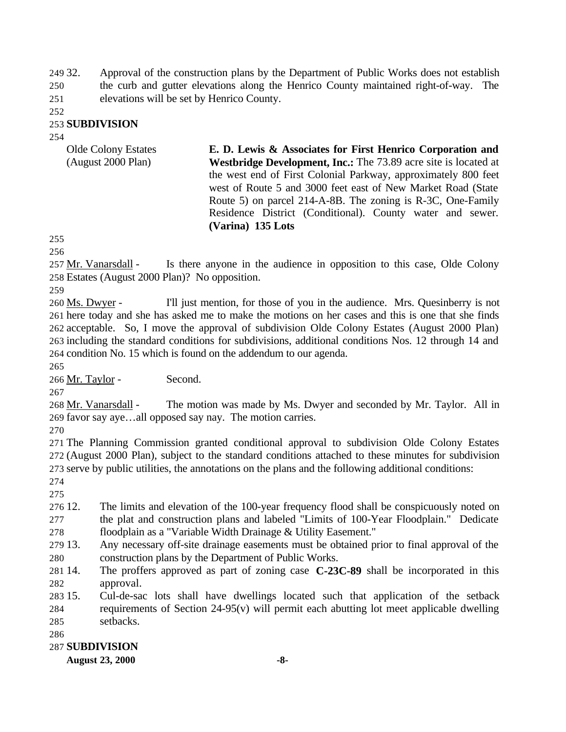32. Approval of the construction plans by the Department of Public Works does not establish the curb and gutter elevations along the Henrico County maintained right-of-way. The elevations will be set by Henrico County.

**SUBDIVISION**

| | |
|---|---|
| Olde Colony Estates (August 2000 Plan) | **E. D. Lewis & Associates for First Henrico Corporation and Westbridge Development, Inc.:** The 73.89 acre site is located at the west end of First Colonial Parkway, approximately 800 feet west of Route 5 and 3000 feet east of New Market Road (State Route 5) on parcel 214-A-8B. The zoning is R-3C, One-Family Residence District (Conditional). County water and sewer. **(Varina) 135 Lots** |

Mr. Vanarsdall - Is there anyone in the audience in opposition to this case, Olde Colony Estates (August 2000 Plan)? No opposition.

Ms. Dwyer - I'll just mention, for those of you in the audience. Mrs. Quesinberry is not here today and she has asked me to make the motions on her cases and this is one that she finds acceptable. So, I move the approval of subdivision Olde Colony Estates (August 2000 Plan) including the standard conditions for subdivisions, additional conditions Nos. 12 through 14 and condition No. 15 which is found on the addendum to our agenda.

Mr. Taylor - Second.

Mr. Vanarsdall - The motion was made by Ms. Dwyer and seconded by Mr. Taylor. All in favor say aye…all opposed say nay. The motion carries.

The Planning Commission granted conditional approval to subdivision Olde Colony Estates (August 2000 Plan), subject to the standard conditions attached to these minutes for subdivision serve by public utilities, the annotations on the plans and the following additional conditions:

12. The limits and elevation of the 100-year frequency flood shall be conspicuously noted on the plat and construction plans and labeled "Limits of 100-Year Floodplain." Dedicate floodplain as a "Variable Width Drainage & Utility Easement."
13. Any necessary off-site drainage easements must be obtained prior to final approval of the construction plans by the Department of Public Works.
14. The proffers approved as part of zoning case **C-23C-89** shall be incorporated in this approval.
15. Cul-de-sac lots shall have dwellings located such that application of the setback requirements of Section 24-95(v) will permit each abutting lot meet applicable dwelling setbacks.

**SUBDIVISION**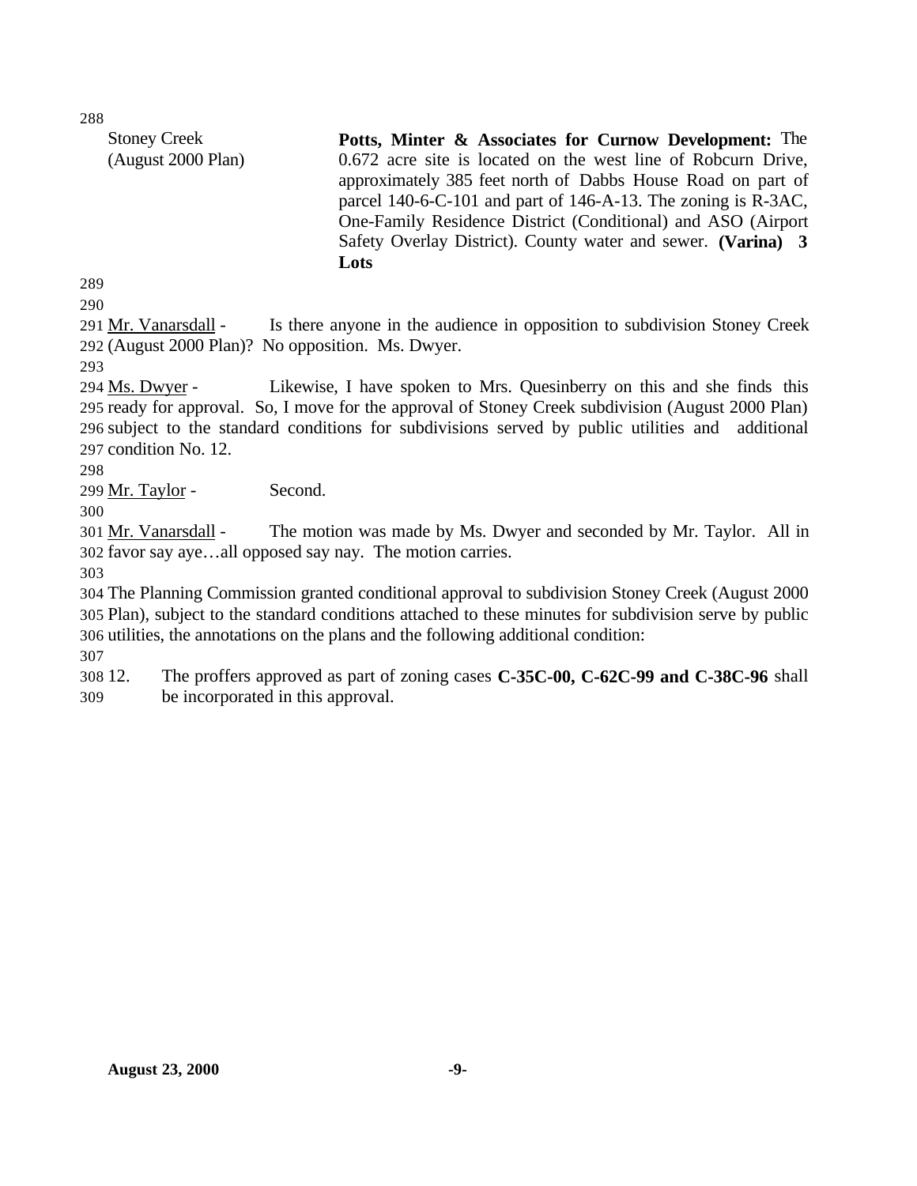Stoney Creek (August 2000 Plan)

**Potts, Minter & Associates for Curnow Development:** The 0.672 acre site is located on the west line of Robcurn Drive, approximately 385 feet north of Dabbs House Road on part of parcel 140-6-C-101 and part of 146-A-13. The zoning is R-3AC, One-Family Residence District (Conditional) and ASO (Airport Safety Overlay District). County water and sewer. **(Varina) 3 Lots**

Mr. Vanarsdall - Is there anyone in the audience in opposition to subdivision Stoney Creek (August 2000 Plan)? No opposition. Ms. Dwyer.

Ms. Dwyer - Likewise, I have spoken to Mrs. Quesinberry on this and she finds this ready for approval. So, I move for the approval of Stoney Creek subdivision (August 2000 Plan) subject to the standard conditions for subdivisions served by public utilities and additional condition No. 12.

Mr. Taylor - Second.

Mr. Vanarsdall - The motion was made by Ms. Dwyer and seconded by Mr. Taylor. All in favor say aye…all opposed say nay. The motion carries.

The Planning Commission granted conditional approval to subdivision Stoney Creek (August 2000 Plan), subject to the standard conditions attached to these minutes for subdivision serve by public utilities, the annotations on the plans and the following additional condition:

12. The proffers approved as part of zoning cases **C-35C-00, C-62C-99 and C-38C-96** shall be incorporated in this approval.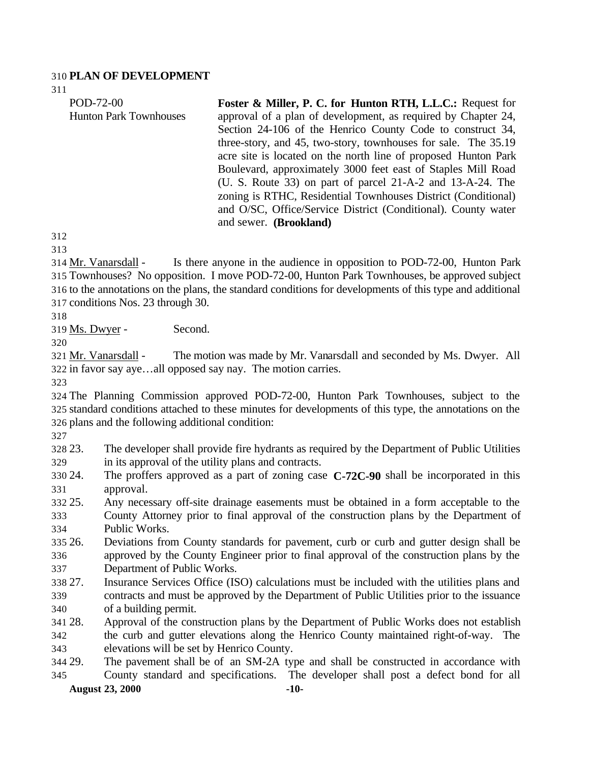## PLAN OF DEVELOPMENT

| | |
|---|---|
| POD-72-00<br>Hunton Park Townhouses | **Foster & Miller, P. C. for Hunton RTH, L.L.C.:** Request for approval of a plan of development, as required by Chapter 24, Section 24-106 of the Henrico County Code to construct 34, three-story, and 45, two-story, townhouses for sale. The 35.19 acre site is located on the north line of proposed Hunton Park Boulevard, approximately 3000 feet east of Staples Mill Road (U. S. Route 33) on part of parcel 21-A-2 and 13-A-24. The zoning is RTHC, Residential Townhouses District (Conditional) and O/SC, Office/Service District (Conditional). County water and sewer. **(Brookland)** |

Mr. Vanarsdall - Is there anyone in the audience in opposition to POD-72-00, Hunton Park Townhouses? No opposition. I move POD-72-00, Hunton Park Townhouses, be approved subject to the annotations on the plans, the standard conditions for developments of this type and additional conditions Nos. 23 through 30.

Ms. Dwyer - Second.

Mr. Vanarsdall - The motion was made by Mr. Vanarsdall and seconded by Ms. Dwyer. All in favor say aye…all opposed say nay. The motion carries.

The Planning Commission approved POD-72-00, Hunton Park Townhouses, subject to the standard conditions attached to these minutes for developments of this type, the annotations on the plans and the following additional condition:

23. The developer shall provide fire hydrants as required by the Department of Public Utilities in its approval of the utility plans and contracts.
24. The proffers approved as a part of zoning case **C-72C-90** shall be incorporated in this approval.
25. Any necessary off-site drainage easements must be obtained in a form acceptable to the County Attorney prior to final approval of the construction plans by the Department of Public Works.
26. Deviations from County standards for pavement, curb or curb and gutter design shall be approved by the County Engineer prior to final approval of the construction plans by the Department of Public Works.
27. Insurance Services Office (ISO) calculations must be included with the utilities plans and contracts and must be approved by the Department of Public Utilities prior to the issuance of a building permit.
28. Approval of the construction plans by the Department of Public Works does not establish the curb and gutter elevations along the Henrico County maintained right-of-way. The elevations will be set by Henrico County.
29. The pavement shall be of an SM-2A type and shall be constructed in accordance with County standard and specifications. The developer shall post a defect bond for all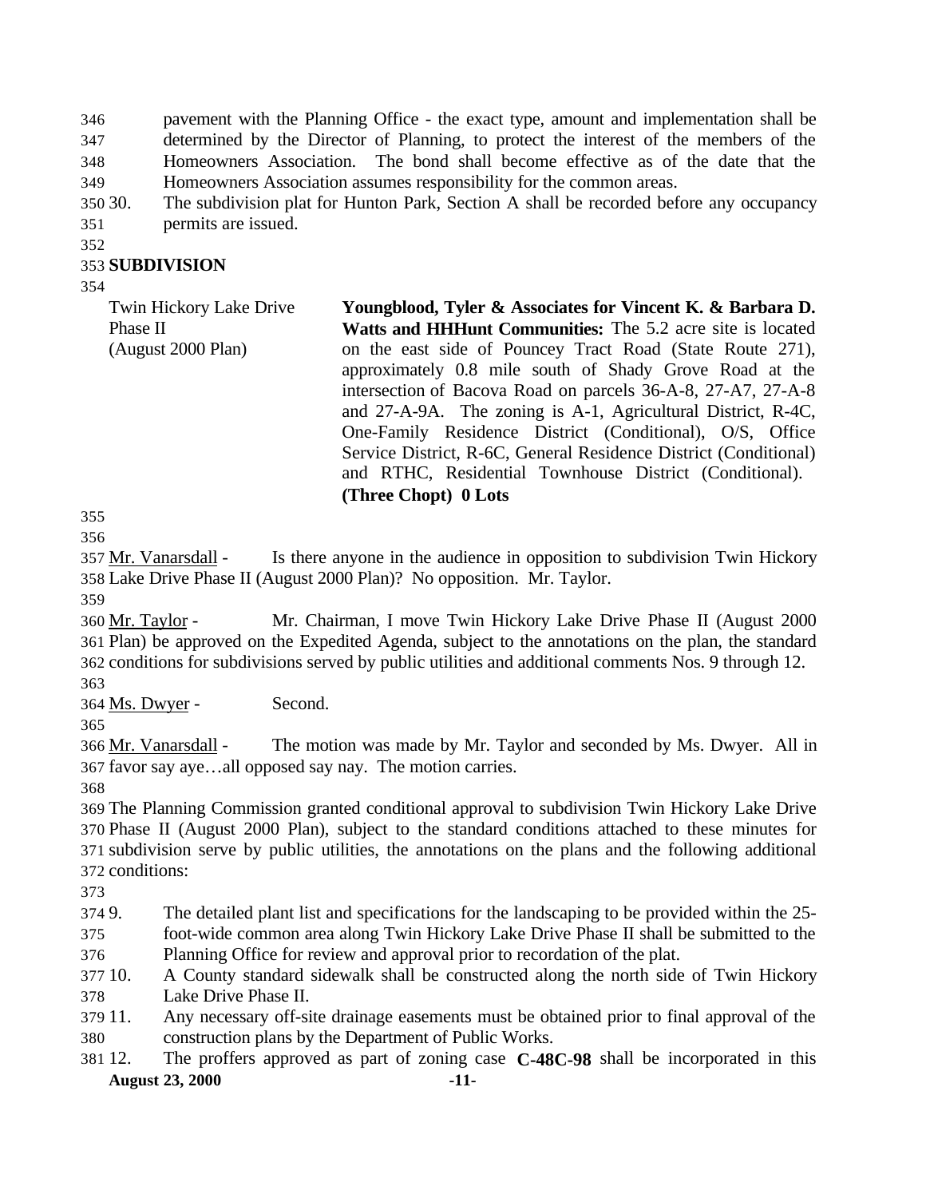pavement with the Planning Office - the exact type, amount and implementation shall be determined by the Director of Planning, to protect the interest of the members of the Homeowners Association. The bond shall become effective as of the date that the Homeowners Association assumes responsibility for the common areas.

30. The subdivision plat for Hunton Park, Section A shall be recorded before any occupancy permits are issued.

## SUBDIVISION

| | |
|---|---|
| Twin Hickory Lake Drive Phase II (August 2000 Plan) | **Youngblood, Tyler & Associates for Vincent K. & Barbara D. Watts and HHHunt Communities:** The 5.2 acre site is located on the east side of Pouncey Tract Road (State Route 271), approximately 0.8 mile south of Shady Grove Road at the intersection of Bacova Road on parcels 36-A-8, 27-A7, 27-A-8 and 27-A-9A. The zoning is A-1, Agricultural District, R-4C, One-Family Residence District (Conditional), O/S, Office Service District, R-6C, General Residence District (Conditional) and RTHC, Residential Townhouse District (Conditional). **(Three Chopt) 0 Lots** |

Mr. Vanarsdall - Is there anyone in the audience in opposition to subdivision Twin Hickory Lake Drive Phase II (August 2000 Plan)? No opposition. Mr. Taylor.

Mr. Taylor - Mr. Chairman, I move Twin Hickory Lake Drive Phase II (August 2000 Plan) be approved on the Expedited Agenda, subject to the annotations on the plan, the standard conditions for subdivisions served by public utilities and additional comments Nos. 9 through 12.

Ms. Dwyer - Second.

Mr. Vanarsdall - The motion was made by Mr. Taylor and seconded by Ms. Dwyer. All in favor say aye…all opposed say nay. The motion carries.

The Planning Commission granted conditional approval to subdivision Twin Hickory Lake Drive Phase II (August 2000 Plan), subject to the standard conditions attached to these minutes for subdivision serve by public utilities, the annotations on the plans and the following additional conditions:

9. The detailed plant list and specifications for the landscaping to be provided within the 25-foot-wide common area along Twin Hickory Lake Drive Phase II shall be submitted to the Planning Office for review and approval prior to recordation of the plat.
10. A County standard sidewalk shall be constructed along the north side of Twin Hickory Lake Drive Phase II.
11. Any necessary off-site drainage easements must be obtained prior to final approval of the construction plans by the Department of Public Works.
12. The proffers approved as part of zoning case **C-48C-98** shall be incorporated in this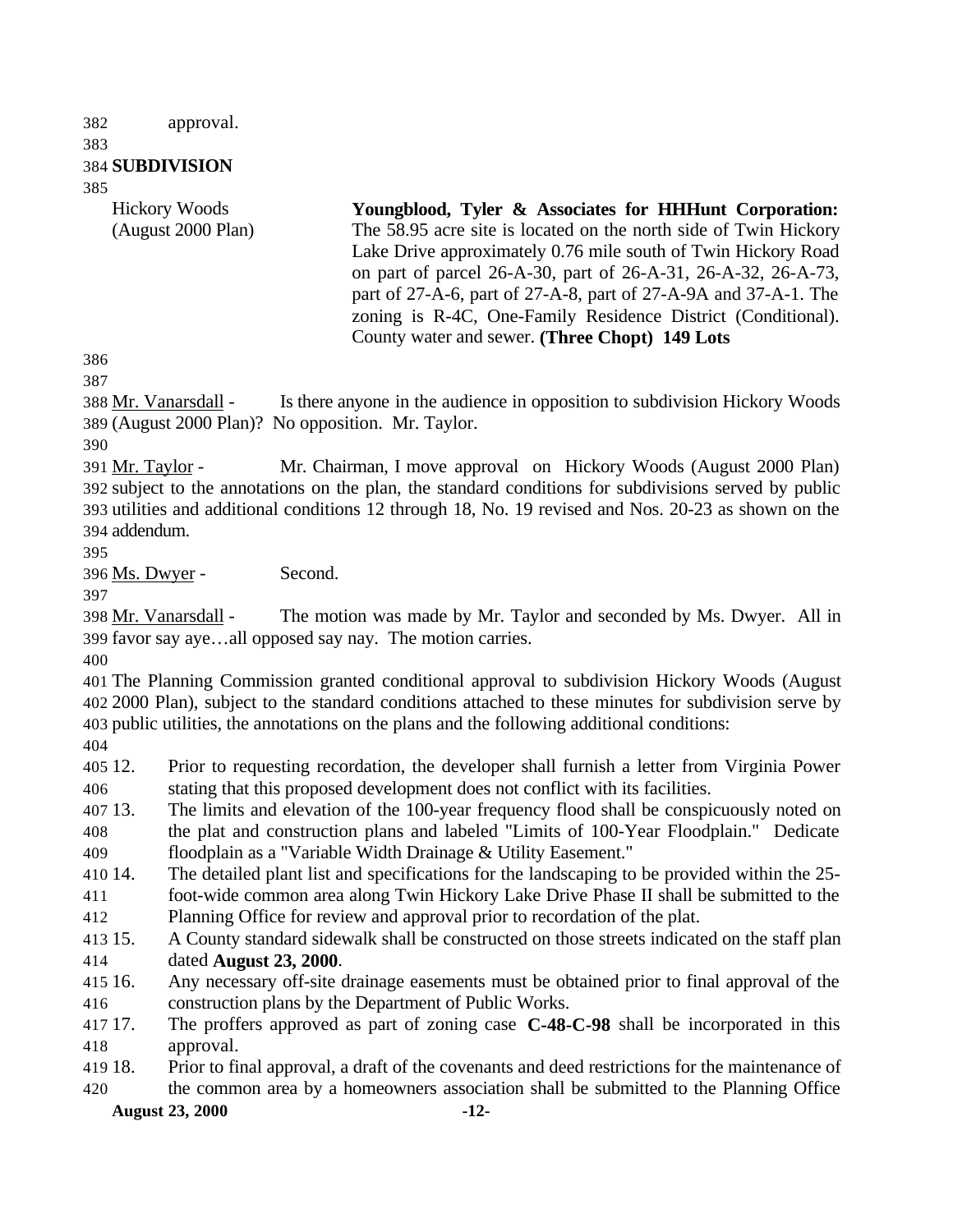approval.

**SUBDIVISION**

Hickory Woods (August 2000 Plan)

**Youngblood, Tyler & Associates for HHHunt Corporation:** The 58.95 acre site is located on the north side of Twin Hickory Lake Drive approximately 0.76 mile south of Twin Hickory Road on part of parcel 26-A-30, part of 26-A-31, 26-A-32, 26-A-73, part of 27-A-6, part of 27-A-8, part of 27-A-9A and 37-A-1. The zoning is R-4C, One-Family Residence District (Conditional). County water and sewer. **(Three Chopt) 149 Lots**

Mr. Vanarsdall - Is there anyone in the audience in opposition to subdivision Hickory Woods (August 2000 Plan)? No opposition. Mr. Taylor.

Mr. Taylor - Mr. Chairman, I move approval on Hickory Woods (August 2000 Plan) subject to the annotations on the plan, the standard conditions for subdivisions served by public utilities and additional conditions 12 through 18, No. 19 revised and Nos. 20-23 as shown on the addendum.

Ms. Dwyer - Second.

Mr. Vanarsdall - The motion was made by Mr. Taylor and seconded by Ms. Dwyer. All in favor say aye…all opposed say nay. The motion carries.

The Planning Commission granted conditional approval to subdivision Hickory Woods (August 2000 Plan), subject to the standard conditions attached to these minutes for subdivision serve by public utilities, the annotations on the plans and the following additional conditions:

12. Prior to requesting recordation, the developer shall furnish a letter from Virginia Power stating that this proposed development does not conflict with its facilities.
13. The limits and elevation of the 100-year frequency flood shall be conspicuously noted on the plat and construction plans and labeled "Limits of 100-Year Floodplain." Dedicate floodplain as a "Variable Width Drainage & Utility Easement."
14. The detailed plant list and specifications for the landscaping to be provided within the 25-foot-wide common area along Twin Hickory Lake Drive Phase II shall be submitted to the Planning Office for review and approval prior to recordation of the plat.
15. A County standard sidewalk shall be constructed on those streets indicated on the staff plan dated **August 23, 2000**.
16. Any necessary off-site drainage easements must be obtained prior to final approval of the construction plans by the Department of Public Works.
17. The proffers approved as part of zoning case **C-48-C-98** shall be incorporated in this approval.
18. Prior to final approval, a draft of the covenants and deed restrictions for the maintenance of the common area by a homeowners association shall be submitted to the Planning Office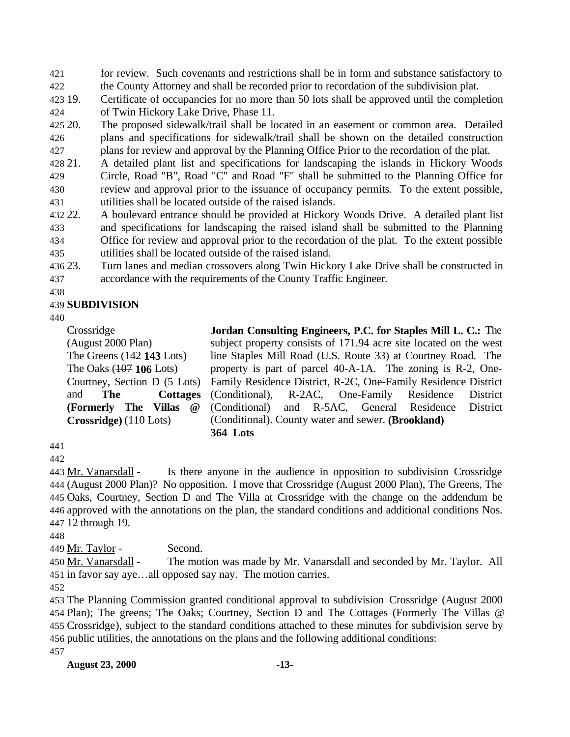for review. Such covenants and restrictions shall be in form and substance satisfactory to the County Attorney and shall be recorded prior to recordation of the subdivision plat.

19. Certificate of occupancies for no more than 50 lots shall be approved until the completion of Twin Hickory Lake Drive, Phase 11.
20. The proposed sidewalk/trail shall be located in an easement or common area. Detailed plans and specifications for sidewalk/trail shall be shown on the detailed construction plans for review and approval by the Planning Office Prior to the recordation of the plat.
21. A detailed plant list and specifications for landscaping the islands in Hickory Woods Circle, Road "B", Road "C" and Road "F" shall be submitted to the Planning Office for review and approval prior to the issuance of occupancy permits. To the extent possible, utilities shall be located outside of the raised islands.
22. A boulevard entrance should be provided at Hickory Woods Drive. A detailed plant list and specifications for landscaping the raised island shall be submitted to the Planning Office for review and approval prior to the recordation of the plat. To the extent possible utilities shall be located outside of the raised island.
23. Turn lanes and median crossovers along Twin Hickory Lake Drive shall be constructed in accordance with the requirements of the County Traffic Engineer.

**SUBDIVISION**

Crossridge (August 2000 Plan)
The Greens (~~142~~ **143** Lots)
The Oaks (~~107~~ **106** Lots)
Courtney, Section D (5 Lots) and **The Cottages (Formerly The Villas @ Crossridge)** (110 Lots)

**Jordan Consulting Engineers, P.C. for Staples Mill L. C.:** The subject property consists of 171.94 acre site located on the west line Staples Mill Road (U.S. Route 33) at Courtney Road. The property is part of parcel 40-A-1A. The zoning is R-2, One-Family Residence District, R-2C, One-Family Residence District (Conditional), R-2AC, One-Family Residence District (Conditional) and R-5AC, General Residence District (Conditional). County water and sewer. **(Brookland)**
**364 Lots**

Mr. Vanarsdall - Is there anyone in the audience in opposition to subdivision Crossridge (August 2000 Plan)? No opposition. I move that Crossridge (August 2000 Plan), The Greens, The Oaks, Courtney, Section D and The Villa at Crossridge with the change on the addendum be approved with the annotations on the plan, the standard conditions and additional conditions Nos. 12 through 19.

Mr. Taylor - Second.

Mr. Vanarsdall - The motion was made by Mr. Vanarsdall and seconded by Mr. Taylor. All in favor say aye…all opposed say nay. The motion carries.

The Planning Commission granted conditional approval to subdivision Crossridge (August 2000 Plan); The greens; The Oaks; Courtney, Section D and The Cottages (Formerly The Villas @ Crossridge), subject to the standard conditions attached to these minutes for subdivision serve by public utilities, the annotations on the plans and the following additional conditions: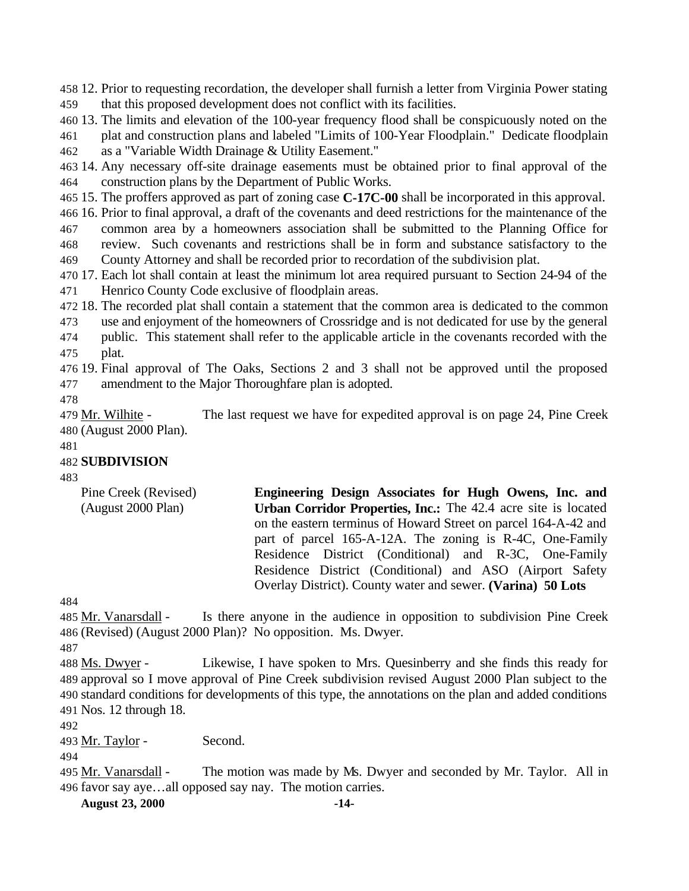12. Prior to requesting recordation, the developer shall furnish a letter from Virginia Power stating that this proposed development does not conflict with its facilities.
13. The limits and elevation of the 100-year frequency flood shall be conspicuously noted on the plat and construction plans and labeled "Limits of 100-Year Floodplain." Dedicate floodplain as a "Variable Width Drainage & Utility Easement."
14. Any necessary off-site drainage easements must be obtained prior to final approval of the construction plans by the Department of Public Works.
15. The proffers approved as part of zoning case **C-17C-00** shall be incorporated in this approval.
16. Prior to final approval, a draft of the covenants and deed restrictions for the maintenance of the common area by a homeowners association shall be submitted to the Planning Office for review. Such covenants and restrictions shall be in form and substance satisfactory to the County Attorney and shall be recorded prior to recordation of the subdivision plat.
17. Each lot shall contain at least the minimum lot area required pursuant to Section 24-94 of the Henrico County Code exclusive of floodplain areas.
18. The recorded plat shall contain a statement that the common area is dedicated to the common use and enjoyment of the homeowners of Crossridge and is not dedicated for use by the general public. This statement shall refer to the applicable article in the covenants recorded with the plat.
19. Final approval of The Oaks, Sections 2 and 3 shall not be approved until the proposed amendment to the Major Thoroughfare plan is adopted.

Mr. Wilhite - The last request we have for expedited approval is on page 24, Pine Creek (August 2000 Plan).

**SUBDIVISION**

Pine Creek (Revised) (August 2000 Plan) — **Engineering Design Associates for Hugh Owens, Inc. and Urban Corridor Properties, Inc.:** The 42.4 acre site is located on the eastern terminus of Howard Street on parcel 164-A-42 and part of parcel 165-A-12A. The zoning is R-4C, One-Family Residence District (Conditional) and R-3C, One-Family Residence District (Conditional) and ASO (Airport Safety Overlay District). County water and sewer. **(Varina) 50 Lots**

Mr. Vanarsdall - Is there anyone in the audience in opposition to subdivision Pine Creek (Revised) (August 2000 Plan)? No opposition. Ms. Dwyer.

Ms. Dwyer - Likewise, I have spoken to Mrs. Quesinberry and she finds this ready for approval so I move approval of Pine Creek subdivision revised August 2000 Plan subject to the standard conditions for developments of this type, the annotations on the plan and added conditions Nos. 12 through 18.

Mr. Taylor - Second.

Mr. Vanarsdall - The motion was made by Ms. Dwyer and seconded by Mr. Taylor. All in favor say aye…all opposed say nay. The motion carries.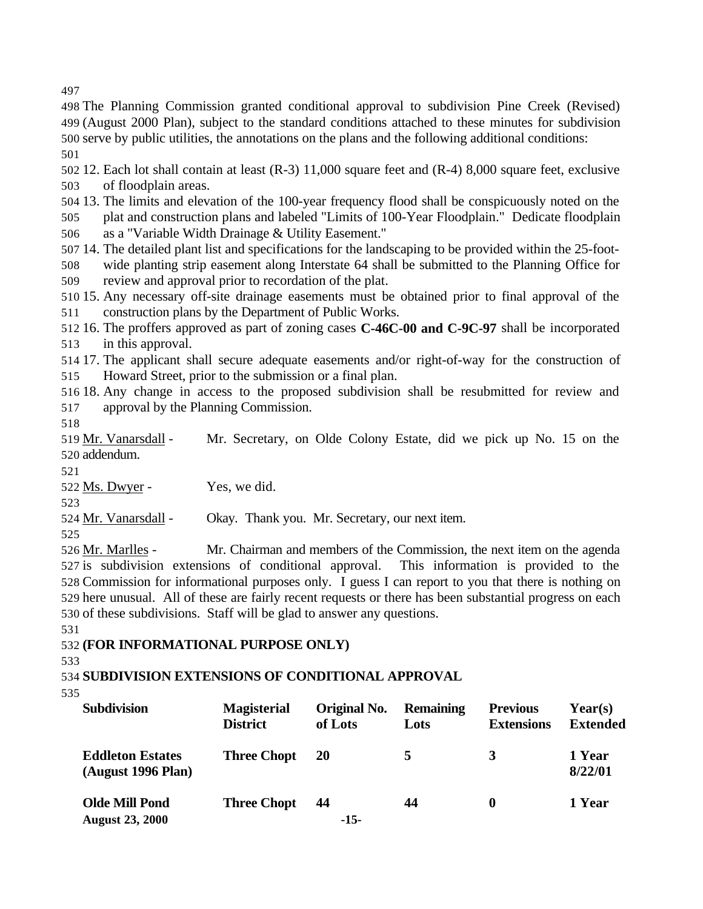The Planning Commission granted conditional approval to subdivision Pine Creek (Revised) (August 2000 Plan), subject to the standard conditions attached to these minutes for subdivision serve by public utilities, the annotations on the plans and the following additional conditions:

12. Each lot shall contain at least (R-3) 11,000 square feet and (R-4) 8,000 square feet, exclusive of floodplain areas.
13. The limits and elevation of the 100-year frequency flood shall be conspicuously noted on the plat and construction plans and labeled "Limits of 100-Year Floodplain." Dedicate floodplain as a "Variable Width Drainage & Utility Easement."
14. The detailed plant list and specifications for the landscaping to be provided within the 25-foot-wide planting strip easement along Interstate 64 shall be submitted to the Planning Office for review and approval prior to recordation of the plat.
15. Any necessary off-site drainage easements must be obtained prior to final approval of the construction plans by the Department of Public Works.
16. The proffers approved as part of zoning cases **C-46C-00 and C-9C-97** shall be incorporated in this approval.
17. The applicant shall secure adequate easements and/or right-of-way for the construction of Howard Street, prior to the submission or a final plan.
18. Any change in access to the proposed subdivision shall be resubmitted for review and approval by the Planning Commission.

Mr. Vanarsdall - Mr. Secretary, on Olde Colony Estate, did we pick up No. 15 on the addendum.

Ms. Dwyer - Yes, we did.

Mr. Vanarsdall - Okay. Thank you. Mr. Secretary, our next item.

Mr. Marlles - Mr. Chairman and members of the Commission, the next item on the agenda is subdivision extensions of conditional approval. This information is provided to the Commission for informational purposes only. I guess I can report to you that there is nothing on here unusual. All of these are fairly recent requests or there has been substantial progress on each of these subdivisions. Staff will be glad to answer any questions.

**(FOR INFORMATIONAL PURPOSE ONLY)**

**SUBDIVISION EXTENSIONS OF CONDITIONAL APPROVAL**

| Subdivision | Magisterial District | Original No. of Lots | Remaining Lots | Previous Extensions | Year(s) Extended |
|---|---|---|---|---|---|
| **Eddleton Estates (August 1996 Plan)** | **Three Chopt** | **20** | **5** | **3** | **1 Year 8/22/01** |
| **Olde Mill Pond** | **Three Chopt** | **44** | **44** | **0** | **1 Year** |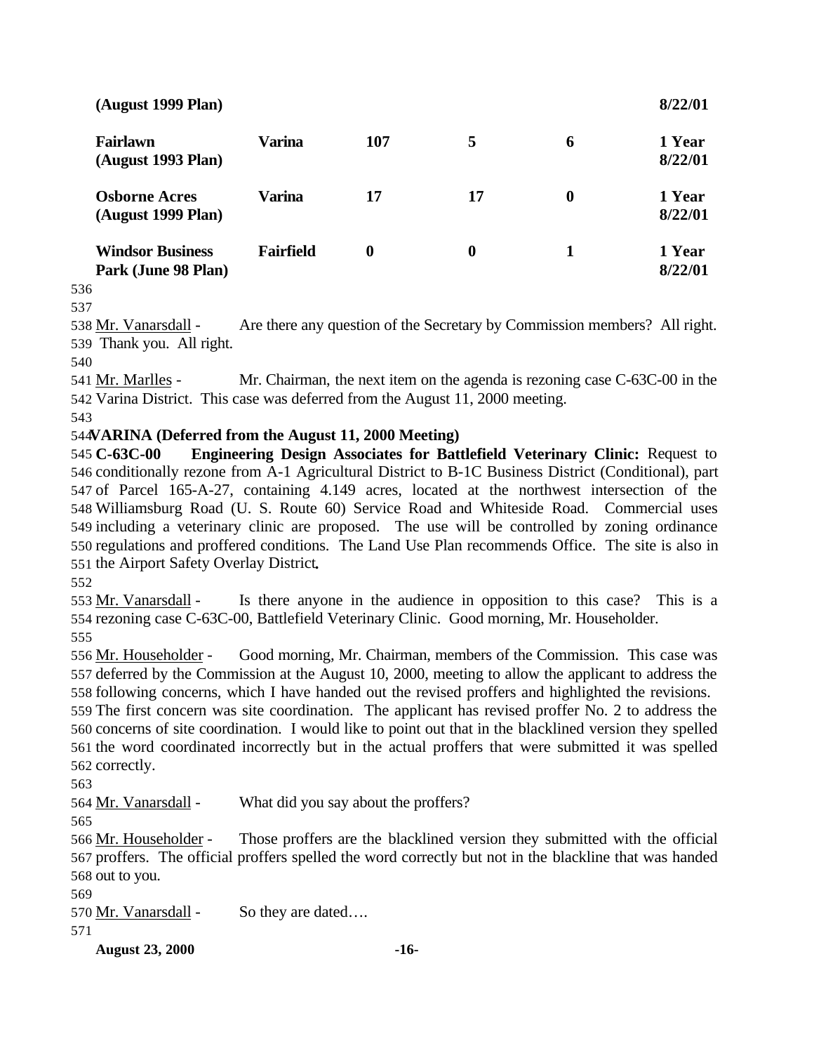| | | | | | |
|---|---|---|---|---|---|
| **(August 1999 Plan)** | | | | | **8/22/01** |
| **Fairlawn (August 1993 Plan)** | **Varina** | **107** | **5** | **6** | **1 Year 8/22/01** |
| **Osborne Acres (August 1999 Plan)** | **Varina** | **17** | **17** | **0** | **1 Year 8/22/01** |
| **Windsor Business Park (June 98 Plan)** | **Fairfield** | **0** | **0** | **1** | **1 Year 8/22/01** |

536
537
538 Mr. Vanarsdall - Are there any question of the Secretary by Commission members? All right.
539 Thank you. All right.
540
541 Mr. Marlles - Mr. Chairman, the next item on the agenda is rezoning case C-63C-00 in the
542 Varina District. This case was deferred from the August 11, 2000 meeting.
543
544 **VARINA (Deferred from the August 11, 2000 Meeting)**
545 **C-63C-00 Engineering Design Associates for Battlefield Veterinary Clinic:** Request to
546 conditionally rezone from A-1 Agricultural District to B-1C Business District (Conditional), part
547 of Parcel 165-A-27, containing 4.149 acres, located at the northwest intersection of the
548 Williamsburg Road (U. S. Route 60) Service Road and Whiteside Road. Commercial uses
549 including a veterinary clinic are proposed. The use will be controlled by zoning ordinance
550 regulations and proffered conditions. The Land Use Plan recommends Office. The site is also in
551 the Airport Safety Overlay District.
552
553 Mr. Vanarsdall - Is there anyone in the audience in opposition to this case? This is a
554 rezoning case C-63C-00, Battlefield Veterinary Clinic. Good morning, Mr. Householder.
555
556 Mr. Householder - Good morning, Mr. Chairman, members of the Commission. This case was
557 deferred by the Commission at the August 10, 2000, meeting to allow the applicant to address the
558 following concerns, which I have handed out the revised proffers and highlighted the revisions.
559 The first concern was site coordination. The applicant has revised proffer No. 2 to address the
560 concerns of site coordination. I would like to point out that in the blacklined version they spelled
561 the word coordinated incorrectly but in the actual proffers that were submitted it was spelled
562 correctly.
563
564 Mr. Vanarsdall - What did you say about the proffers?
565
566 Mr. Householder - Those proffers are the blacklined version they submitted with the official
567 proffers. The official proffers spelled the word correctly but not in the blackline that was handed
568 out to you.
569
570 Mr. Vanarsdall - So they are dated….
571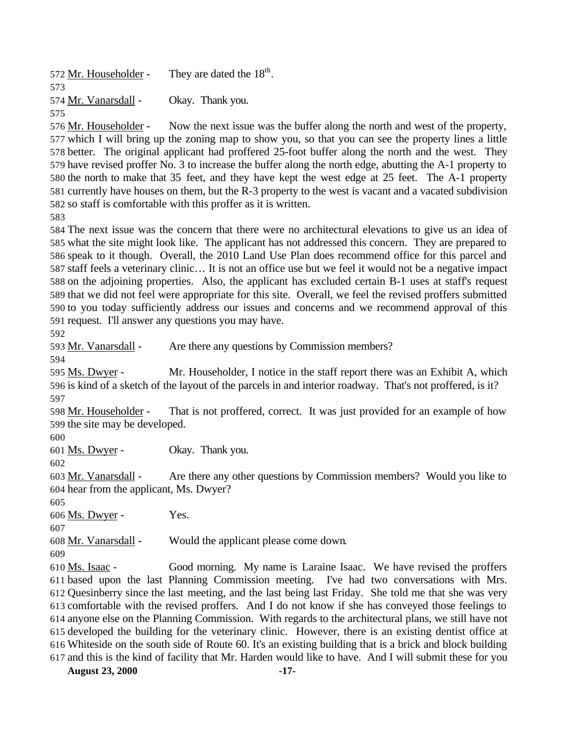Mr. Householder - They are dated the 18th.

Mr. Vanarsdall - Okay. Thank you.

Mr. Householder - Now the next issue was the buffer along the north and west of the property, which I will bring up the zoning map to show you, so that you can see the property lines a little better. The original applicant had proffered 25-foot buffer along the north and the west. They have revised proffer No. 3 to increase the buffer along the north edge, abutting the A-1 property to the north to make that 35 feet, and they have kept the west edge at 25 feet. The A-1 property currently have houses on them, but the R-3 property to the west is vacant and a vacated subdivision so staff is comfortable with this proffer as it is written.

The next issue was the concern that there were no architectural elevations to give us an idea of what the site might look like. The applicant has not addressed this concern. They are prepared to speak to it though. Overall, the 2010 Land Use Plan does recommend office for this parcel and staff feels a veterinary clinic… It is not an office use but we feel it would not be a negative impact on the adjoining properties. Also, the applicant has excluded certain B-1 uses at staff's request that we did not feel were appropriate for this site. Overall, we feel the revised proffers submitted to you today sufficiently address our issues and concerns and we recommend approval of this request. I'll answer any questions you may have.

Mr. Vanarsdall - Are there any questions by Commission members?

Ms. Dwyer - Mr. Householder, I notice in the staff report there was an Exhibit A, which is kind of a sketch of the layout of the parcels in and interior roadway. That's not proffered, is it?

Mr. Householder - That is not proffered, correct. It was just provided for an example of how the site may be developed.

Ms. Dwyer - Okay. Thank you.

Mr. Vanarsdall - Are there any other questions by Commission members? Would you like to hear from the applicant, Ms. Dwyer?

Ms. Dwyer - Yes.

Mr. Vanarsdall - Would the applicant please come down.

Ms. Isaac - Good morning. My name is Laraine Isaac. We have revised the proffers based upon the last Planning Commission meeting. I've had two conversations with Mrs. Quesinberry since the last meeting, and the last being last Friday. She told me that she was very comfortable with the revised proffers. And I do not know if she has conveyed those feelings to anyone else on the Planning Commission. With regards to the architectural plans, we still have not developed the building for the veterinary clinic. However, there is an existing dentist office at Whiteside on the south side of Route 60. It's an existing building that is a brick and block building and this is the kind of facility that Mr. Harden would like to have. And I will submit these for you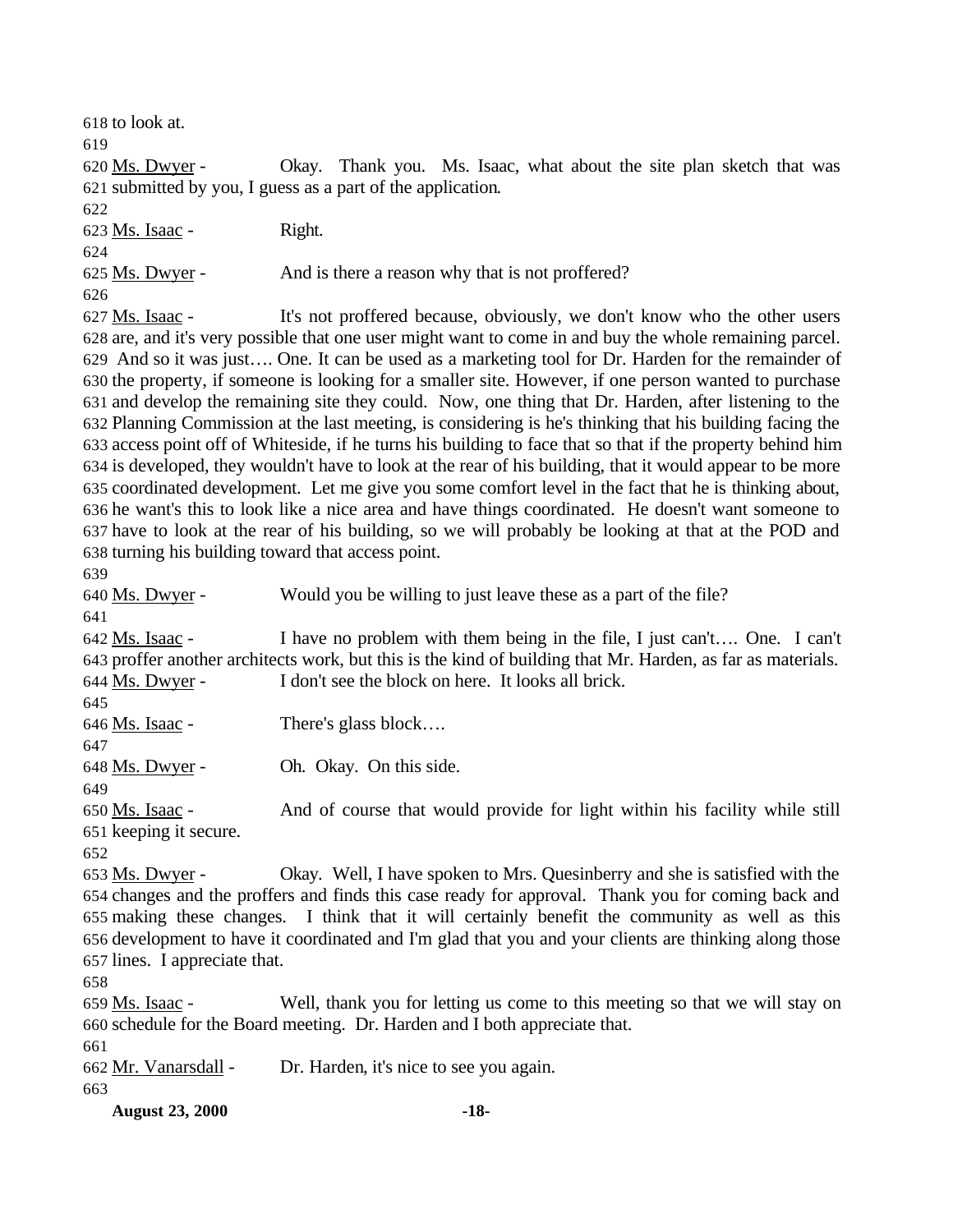618 to look at.

619

620 Ms. Dwyer - Okay. Thank you. Ms. Isaac, what about the site plan sketch that was 621 submitted by you, I guess as a part of the application.

622

623 Ms. Isaac - Right.

624

625 Ms. Dwyer - And is there a reason why that is not proffered?

626

627 Ms. Isaac - It's not proffered because, obviously, we don't know who the other users 628 are, and it's very possible that one user might want to come in and buy the whole remaining parcel. 629 And so it was just…. One. It can be used as a marketing tool for Dr. Harden for the remainder of 630 the property, if someone is looking for a smaller site. However, if one person wanted to purchase 631 and develop the remaining site they could. Now, one thing that Dr. Harden, after listening to the 632 Planning Commission at the last meeting, is considering is he's thinking that his building facing the 633 access point off of Whiteside, if he turns his building to face that so that if the property behind him 634 is developed, they wouldn't have to look at the rear of his building, that it would appear to be more 635 coordinated development. Let me give you some comfort level in the fact that he is thinking about, 636 he want's this to look like a nice area and have things coordinated. He doesn't want someone to 637 have to look at the rear of his building, so we will probably be looking at that at the POD and 638 turning his building toward that access point.

639

640 Ms. Dwyer - Would you be willing to just leave these as a part of the file?

641

642 Ms. Isaac - I have no problem with them being in the file, I just can't…. One. I can't 643 proffer another architects work, but this is the kind of building that Mr. Harden, as far as materials.
644 Ms. Dwyer - I don't see the block on here. It looks all brick.

645

646 Ms. Isaac - There's glass block….

647

648 Ms. Dwyer - Oh. Okay. On this side.

649

650 Ms. Isaac - And of course that would provide for light within his facility while still 651 keeping it secure.

652

653 Ms. Dwyer - Okay. Well, I have spoken to Mrs. Quesinberry and she is satisfied with the 654 changes and the proffers and finds this case ready for approval. Thank you for coming back and 655 making these changes. I think that it will certainly benefit the community as well as this 656 development to have it coordinated and I'm glad that you and your clients are thinking along those 657 lines. I appreciate that.

658

659 Ms. Isaac - Well, thank you for letting us come to this meeting so that we will stay on 660 schedule for the Board meeting. Dr. Harden and I both appreciate that.

661

662 Mr. Vanarsdall - Dr. Harden, it's nice to see you again.

663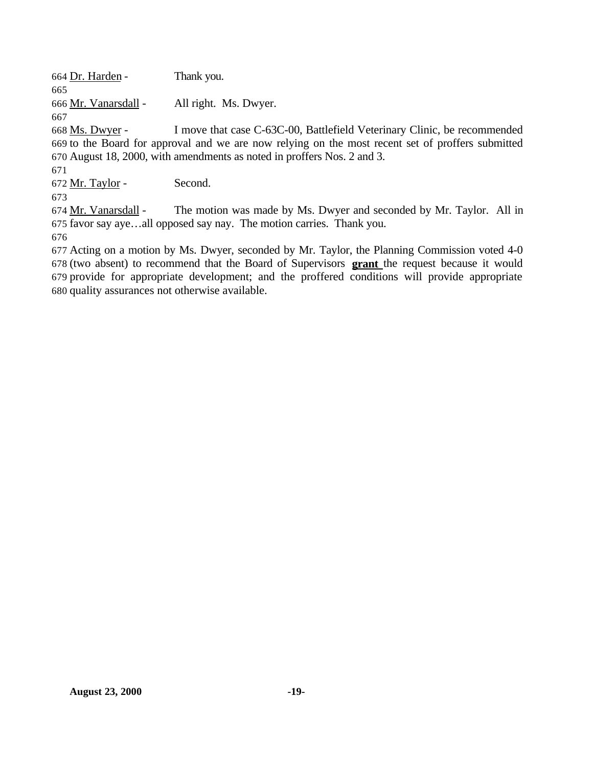664 Dr. Harden - Thank you.
665
666 Mr. Vanarsdall - All right. Ms. Dwyer.
667
668 Ms. Dwyer - I move that case C-63C-00, Battlefield Veterinary Clinic, be recommended
669 to the Board for approval and we are now relying on the most recent set of proffers submitted
670 August 18, 2000, with amendments as noted in proffers Nos. 2 and 3.
671
672 Mr. Taylor - Second.
673
674 Mr. Vanarsdall - The motion was made by Ms. Dwyer and seconded by Mr. Taylor. All in
675 favor say aye…all opposed say nay. The motion carries. Thank you.
676
677 Acting on a motion by Ms. Dwyer, seconded by Mr. Taylor, the Planning Commission voted 4-0
678 (two absent) to recommend that the Board of Supervisors **grant** the request because it would
679 provide for appropriate development; and the proffered conditions will provide appropriate
680 quality assurances not otherwise available.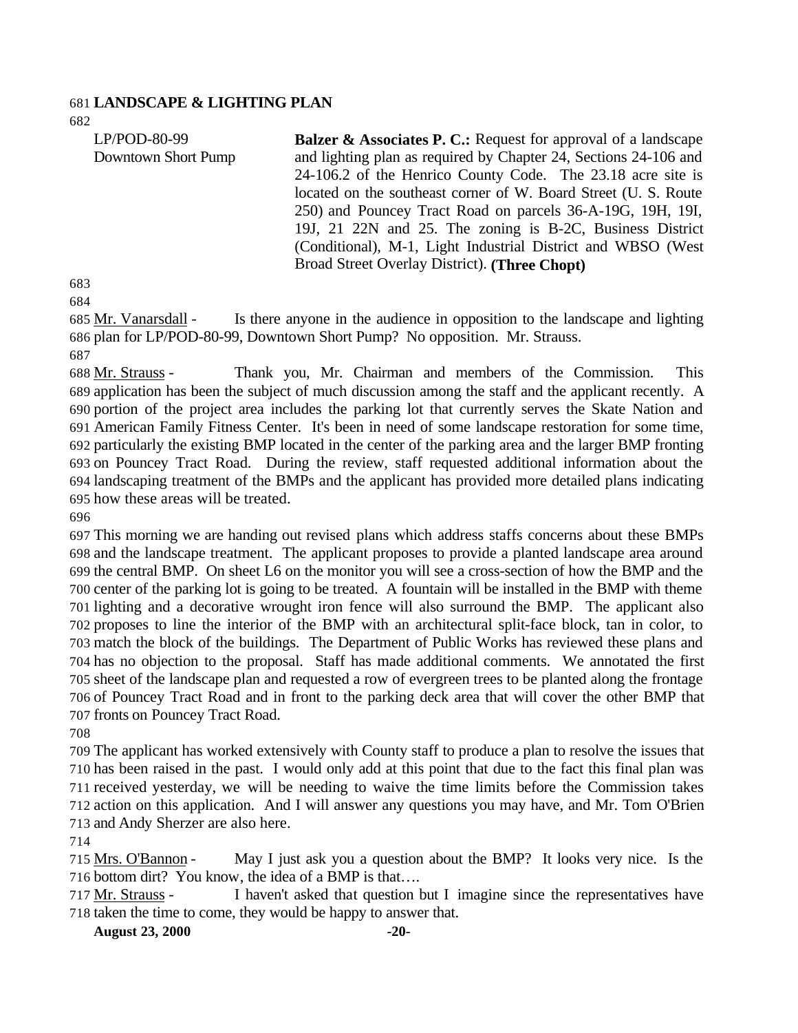**LANDSCAPE & LIGHTING PLAN**

| | |
|---|---|
| LP/POD-80-99<br>Downtown Short Pump | **Balzer & Associates P. C.:** Request for approval of a landscape and lighting plan as required by Chapter 24, Sections 24-106 and 24-106.2 of the Henrico County Code. The 23.18 acre site is located on the southeast corner of W. Board Street (U. S. Route 250) and Pouncey Tract Road on parcels 36-A-19G, 19H, 19I, 19J, 21 22N and 25. The zoning is B-2C, Business District (Conditional), M-1, Light Industrial District and WBSO (West Broad Street Overlay District). **(Three Chopt)** |

Mr. Vanarsdall - Is there anyone in the audience in opposition to the landscape and lighting plan for LP/POD-80-99, Downtown Short Pump? No opposition. Mr. Strauss.

Mr. Strauss - Thank you, Mr. Chairman and members of the Commission. This application has been the subject of much discussion among the staff and the applicant recently. A portion of the project area includes the parking lot that currently serves the Skate Nation and American Family Fitness Center. It's been in need of some landscape restoration for some time, particularly the existing BMP located in the center of the parking area and the larger BMP fronting on Pouncey Tract Road. During the review, staff requested additional information about the landscaping treatment of the BMPs and the applicant has provided more detailed plans indicating how these areas will be treated.

This morning we are handing out revised plans which address staffs concerns about these BMPs and the landscape treatment. The applicant proposes to provide a planted landscape area around the central BMP. On sheet L6 on the monitor you will see a cross-section of how the BMP and the center of the parking lot is going to be treated. A fountain will be installed in the BMP with theme lighting and a decorative wrought iron fence will also surround the BMP. The applicant also proposes to line the interior of the BMP with an architectural split-face block, tan in color, to match the block of the buildings. The Department of Public Works has reviewed these plans and has no objection to the proposal. Staff has made additional comments. We annotated the first sheet of the landscape plan and requested a row of evergreen trees to be planted along the frontage of Pouncey Tract Road and in front to the parking deck area that will cover the other BMP that fronts on Pouncey Tract Road.

The applicant has worked extensively with County staff to produce a plan to resolve the issues that has been raised in the past. I would only add at this point that due to the fact this final plan was received yesterday, we will be needing to waive the time limits before the Commission takes action on this application. And I will answer any questions you may have, and Mr. Tom O'Brien and Andy Sherzer are also here.

Mrs. O'Bannon - May I just ask you a question about the BMP? It looks very nice. Is the bottom dirt? You know, the idea of a BMP is that….

Mr. Strauss - I haven't asked that question but I imagine since the representatives have taken the time to come, they would be happy to answer that.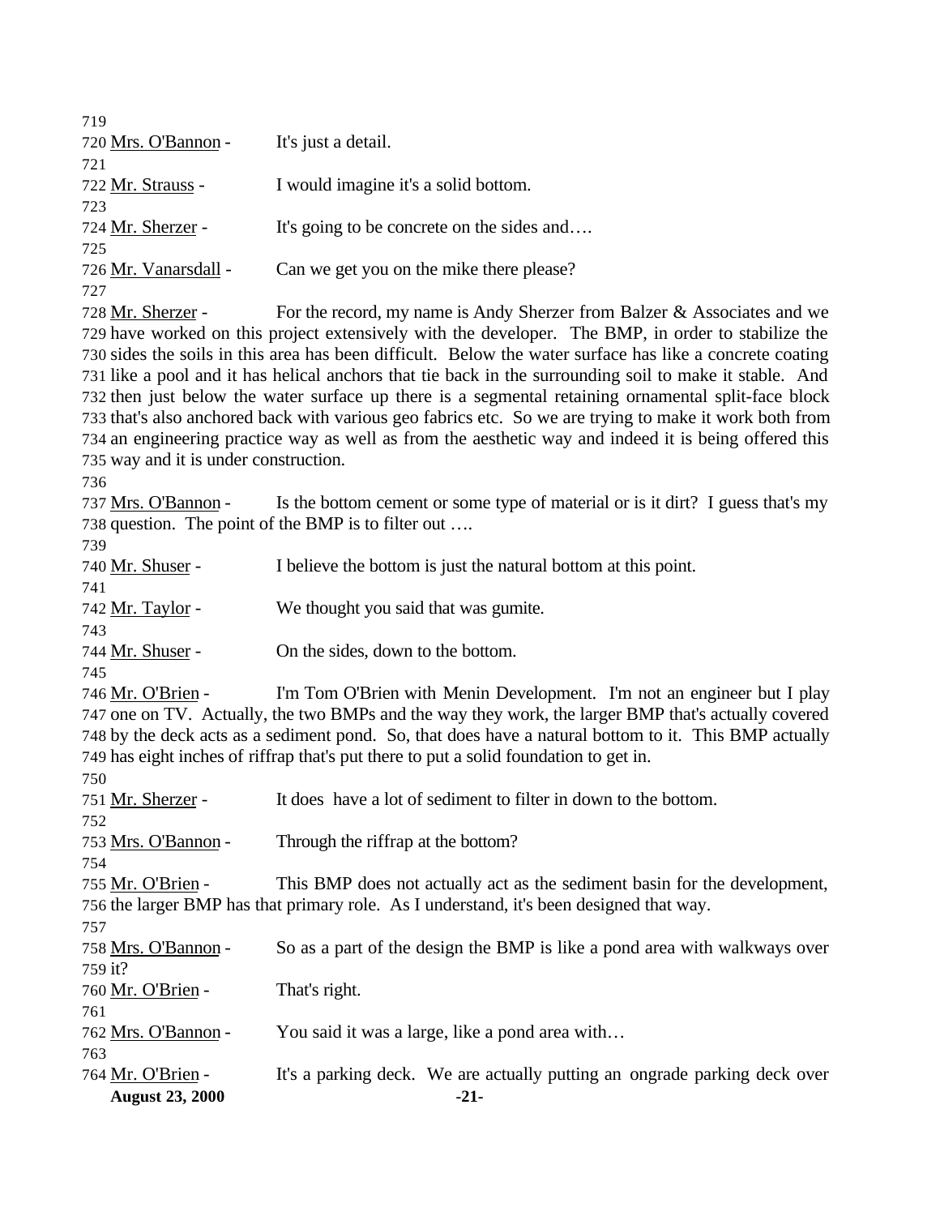719

720 Mrs. O'Bannon - It's just a detail.

721

722 Mr. Strauss - I would imagine it's a solid bottom.

723

724 Mr. Sherzer - It's going to be concrete on the sides and….

725

726 Mr. Vanarsdall - Can we get you on the mike there please?

727

728 Mr. Sherzer - For the record, my name is Andy Sherzer from Balzer & Associates and we 729 have worked on this project extensively with the developer. The BMP, in order to stabilize the 730 sides the soils in this area has been difficult. Below the water surface has like a concrete coating 731 like a pool and it has helical anchors that tie back in the surrounding soil to make it stable. And 732 then just below the water surface up there is a segmental retaining ornamental split-face block 733 that's also anchored back with various geo fabrics etc. So we are trying to make it work both from 734 an engineering practice way as well as from the aesthetic way and indeed it is being offered this 735 way and it is under construction.

736

737 Mrs. O'Bannon - Is the bottom cement or some type of material or is it dirt? I guess that's my 738 question. The point of the BMP is to filter out ….

739

740 Mr. Shuser - I believe the bottom is just the natural bottom at this point.

741

742 Mr. Taylor - We thought you said that was gumite.

743

744 Mr. Shuser - On the sides, down to the bottom.

745

746 Mr. O'Brien - I'm Tom O'Brien with Menin Development. I'm not an engineer but I play 747 one on TV. Actually, the two BMPs and the way they work, the larger BMP that's actually covered 748 by the deck acts as a sediment pond. So, that does have a natural bottom to it. This BMP actually 749 has eight inches of riffrap that's put there to put a solid foundation to get in.

750

751 Mr. Sherzer - It does have a lot of sediment to filter in down to the bottom.

752

753 Mrs. O'Bannon - Through the riffrap at the bottom?

754

755 Mr. O'Brien - This BMP does not actually act as the sediment basin for the development, 756 the larger BMP has that primary role. As I understand, it's been designed that way.

757

758 Mrs. O'Bannon - So as a part of the design the BMP is like a pond area with walkways over 759 it?

760 Mr. O'Brien - That's right.

761

762 Mrs. O'Bannon - You said it was a large, like a pond area with…

763

764 Mr. O'Brien - It's a parking deck. We are actually putting an ongrade parking deck over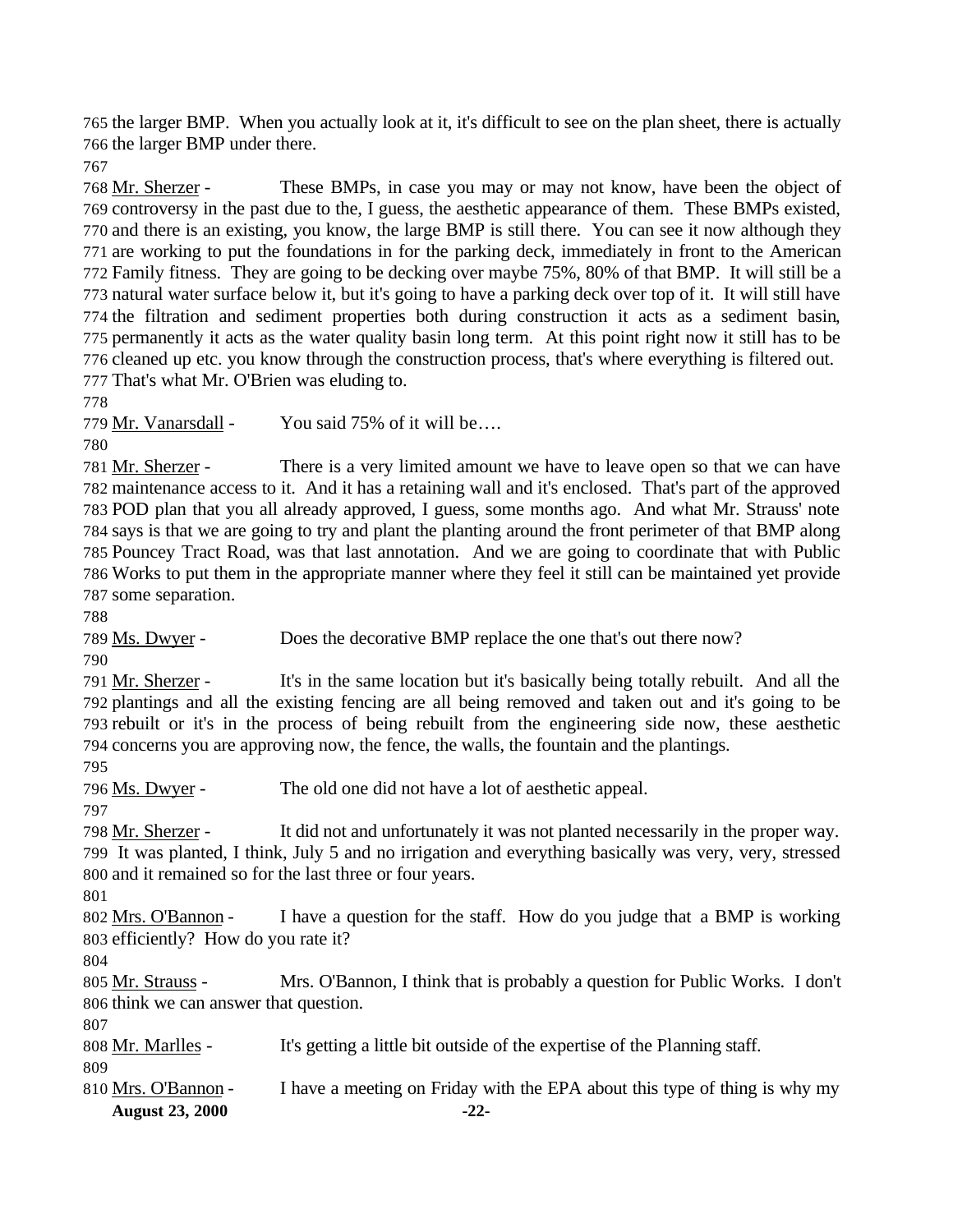765 the larger BMP. When you actually look at it, it's difficult to see on the plan sheet, there is actually
766 the larger BMP under there.
767
768 Mr. Sherzer - These BMPs, in case you may or may not know, have been the object of
769 controversy in the past due to the, I guess, the aesthetic appearance of them. These BMPs existed,
770 and there is an existing, you know, the large BMP is still there. You can see it now although they
771 are working to put the foundations in for the parking deck, immediately in front to the American
772 Family fitness. They are going to be decking over maybe 75%, 80% of that BMP. It will still be a
773 natural water surface below it, but it's going to have a parking deck over top of it. It will still have
774 the filtration and sediment properties both during construction it acts as a sediment basin,
775 permanently it acts as the water quality basin long term. At this point right now it still has to be
776 cleaned up etc. you know through the construction process, that's where everything is filtered out.
777 That's what Mr. O'Brien was eluding to.
778
779 Mr. Vanarsdall - You said 75% of it will be….
780
781 Mr. Sherzer - There is a very limited amount we have to leave open so that we can have
782 maintenance access to it. And it has a retaining wall and it's enclosed. That's part of the approved
783 POD plan that you all already approved, I guess, some months ago. And what Mr. Strauss' note
784 says is that we are going to try and plant the planting around the front perimeter of that BMP along
785 Pouncey Tract Road, was that last annotation. And we are going to coordinate that with Public
786 Works to put them in the appropriate manner where they feel it still can be maintained yet provide
787 some separation.
788
789 Ms. Dwyer - Does the decorative BMP replace the one that's out there now?
790
791 Mr. Sherzer - It's in the same location but it's basically being totally rebuilt. And all the
792 plantings and all the existing fencing are all being removed and taken out and it's going to be
793 rebuilt or it's in the process of being rebuilt from the engineering side now, these aesthetic
794 concerns you are approving now, the fence, the walls, the fountain and the plantings.
795
796 Ms. Dwyer - The old one did not have a lot of aesthetic appeal.
797
798 Mr. Sherzer - It did not and unfortunately it was not planted necessarily in the proper way.
799 It was planted, I think, July 5 and no irrigation and everything basically was very, very, stressed
800 and it remained so for the last three or four years.
801
802 Mrs. O'Bannon - I have a question for the staff. How do you judge that a BMP is working
803 efficiently? How do you rate it?
804
805 Mr. Strauss - Mrs. O'Bannon, I think that is probably a question for Public Works. I don't
806 think we can answer that question.
807
808 Mr. Marlles - It's getting a little bit outside of the expertise of the Planning staff.
809
810 Mrs. O'Bannon - I have a meeting on Friday with the EPA about this type of thing is why my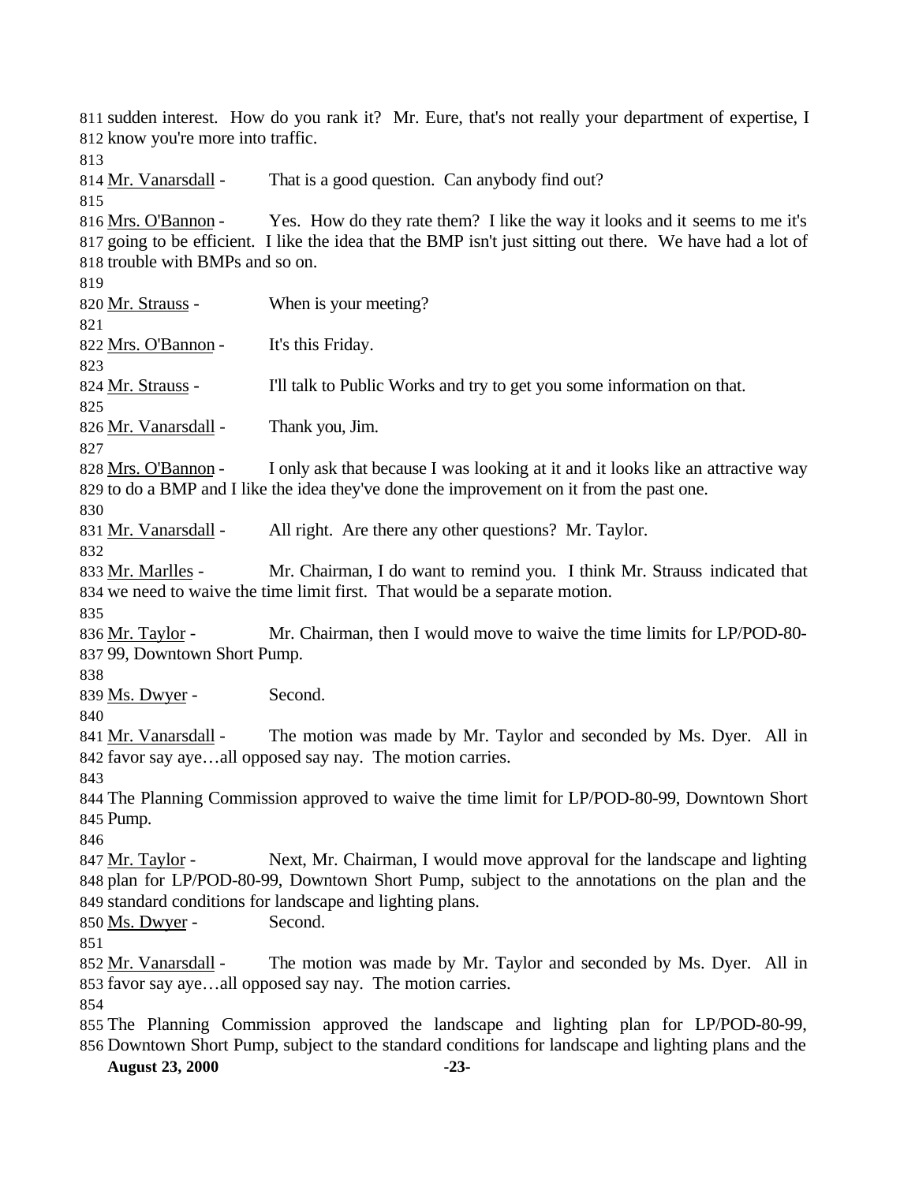sudden interest. How do you rank it? Mr. Eure, that's not really your department of expertise, I know you're more into traffic.

Mr. Vanarsdall - That is a good question. Can anybody find out?

Mrs. O'Bannon - Yes. How do they rate them? I like the way it looks and it seems to me it's going to be efficient. I like the idea that the BMP isn't just sitting out there. We have had a lot of trouble with BMPs and so on.

Mr. Strauss - When is your meeting?

Mrs. O'Bannon - It's this Friday.

Mr. Strauss - I'll talk to Public Works and try to get you some information on that.

Mr. Vanarsdall - Thank you, Jim.

Mrs. O'Bannon - I only ask that because I was looking at it and it looks like an attractive way to do a BMP and I like the idea they've done the improvement on it from the past one.

Mr. Vanarsdall - All right. Are there any other questions? Mr. Taylor.

Mr. Marlles - Mr. Chairman, I do want to remind you. I think Mr. Strauss indicated that we need to waive the time limit first. That would be a separate motion.

Mr. Taylor - Mr. Chairman, then I would move to waive the time limits for LP/POD-80-99, Downtown Short Pump.

Ms. Dwyer - Second.

Mr. Vanarsdall - The motion was made by Mr. Taylor and seconded by Ms. Dyer. All in favor say aye…all opposed say nay. The motion carries.

The Planning Commission approved to waive the time limit for LP/POD-80-99, Downtown Short Pump.

Mr. Taylor - Next, Mr. Chairman, I would move approval for the landscape and lighting plan for LP/POD-80-99, Downtown Short Pump, subject to the annotations on the plan and the standard conditions for landscape and lighting plans.

Ms. Dwyer - Second.

Mr. Vanarsdall - The motion was made by Mr. Taylor and seconded by Ms. Dyer. All in favor say aye…all opposed say nay. The motion carries.

The Planning Commission approved the landscape and lighting plan for LP/POD-80-99, Downtown Short Pump, subject to the standard conditions for landscape and lighting plans and the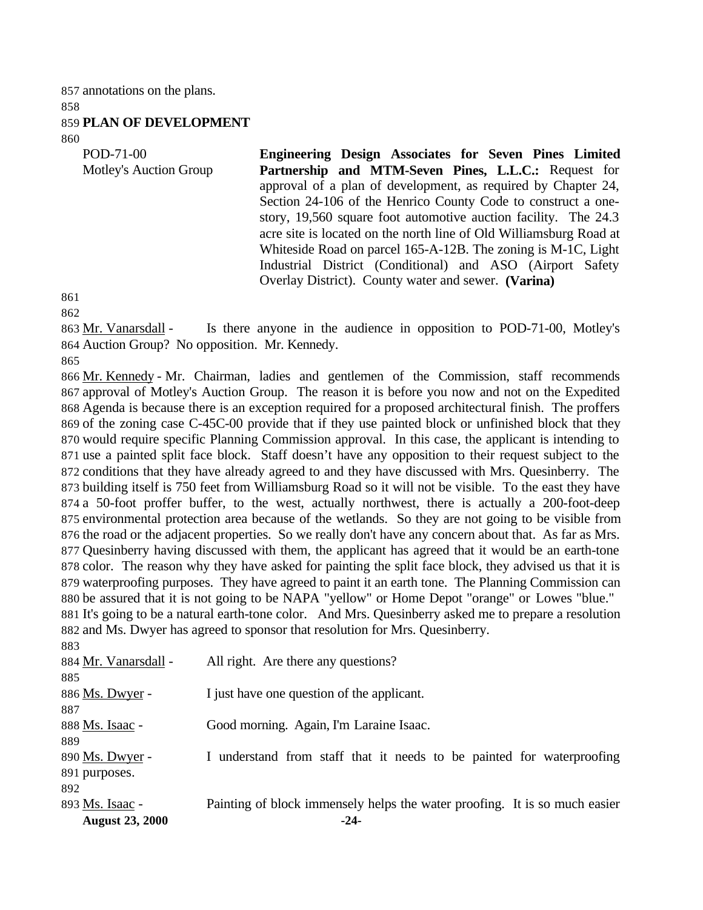annotations on the plans.

**PLAN OF DEVELOPMENT**

POD-71-00
Motley's Auction Group

**Engineering Design Associates for Seven Pines Limited Partnership and MTM-Seven Pines, L.L.C.:** Request for approval of a plan of development, as required by Chapter 24, Section 24-106 of the Henrico County Code to construct a one-story, 19,560 square foot automotive auction facility. The 24.3 acre site is located on the north line of Old Williamsburg Road at Whiteside Road on parcel 165-A-12B. The zoning is M-1C, Light Industrial District (Conditional) and ASO (Airport Safety Overlay District). County water and sewer. **(Varina)**

Mr. Vanarsdall - Is there anyone in the audience in opposition to POD-71-00, Motley's Auction Group? No opposition. Mr. Kennedy.

Mr. Kennedy - Mr. Chairman, ladies and gentlemen of the Commission, staff recommends approval of Motley's Auction Group. The reason it is before you now and not on the Expedited Agenda is because there is an exception required for a proposed architectural finish. The proffers of the zoning case C-45C-00 provide that if they use painted block or unfinished block that they would require specific Planning Commission approval. In this case, the applicant is intending to use a painted split face block. Staff doesn't have any opposition to their request subject to the conditions that they have already agreed to and they have discussed with Mrs. Quesinberry. The building itself is 750 feet from Williamsburg Road so it will not be visible. To the east they have a 50-foot proffer buffer, to the west, actually northwest, there is actually a 200-foot-deep environmental protection area because of the wetlands. So they are not going to be visible from the road or the adjacent properties. So we really don't have any concern about that. As far as Mrs. Quesinberry having discussed with them, the applicant has agreed that it would be an earth-tone color. The reason why they have asked for painting the split face block, they advised us that it is waterproofing purposes. They have agreed to paint it an earth tone. The Planning Commission can be assured that it is not going to be NAPA "yellow" or Home Depot "orange" or Lowes "blue." It's going to be a natural earth-tone color. And Mrs. Quesinberry asked me to prepare a resolution and Ms. Dwyer has agreed to sponsor that resolution for Mrs. Quesinberry.

Mr. Vanarsdall - All right. Are there any questions?

Ms. Dwyer - I just have one question of the applicant.

Ms. Isaac - Good morning. Again, I'm Laraine Isaac.

Ms. Dwyer - I understand from staff that it needs to be painted for waterproofing purposes.

Ms. Isaac - Painting of block immensely helps the water proofing. It is so much easier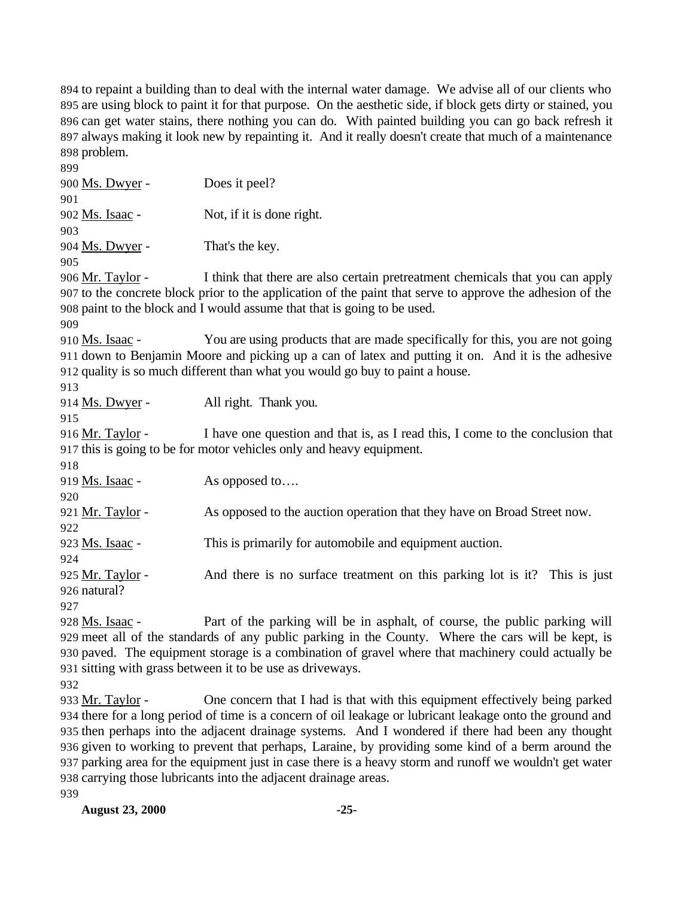894 to repaint a building than to deal with the internal water damage. We advise all of our clients who 895 are using block to paint it for that purpose. On the aesthetic side, if block gets dirty or stained, you 896 can get water stains, there nothing you can do. With painted building you can go back refresh it 897 always making it look new by repainting it. And it really doesn't create that much of a maintenance 898 problem.

899

900 Ms. Dwyer - Does it peel?

901

902 Ms. Isaac - Not, if it is done right.

903

904 Ms. Dwyer - That's the key.

905

906 Mr. Taylor - I think that there are also certain pretreatment chemicals that you can apply 907 to the concrete block prior to the application of the paint that serve to approve the adhesion of the 908 paint to the block and I would assume that that is going to be used.

909

910 Ms. Isaac - You are using products that are made specifically for this, you are not going 911 down to Benjamin Moore and picking up a can of latex and putting it on. And it is the adhesive 912 quality is so much different than what you would go buy to paint a house.

913

914 Ms. Dwyer - All right. Thank you.

915

916 Mr. Taylor - I have one question and that is, as I read this, I come to the conclusion that 917 this is going to be for motor vehicles only and heavy equipment.

918

919 Ms. Isaac - As opposed to….

920

921 Mr. Taylor - As opposed to the auction operation that they have on Broad Street now.

922

923 Ms. Isaac - This is primarily for automobile and equipment auction.

924

925 Mr. Taylor - And there is no surface treatment on this parking lot is it? This is just 926 natural?

927

928 Ms. Isaac - Part of the parking will be in asphalt, of course, the public parking will 929 meet all of the standards of any public parking in the County. Where the cars will be kept, is 930 paved. The equipment storage is a combination of gravel where that machinery could actually be 931 sitting with grass between it to be use as driveways.

932

933 Mr. Taylor - One concern that I had is that with this equipment effectively being parked 934 there for a long period of time is a concern of oil leakage or lubricant leakage onto the ground and 935 then perhaps into the adjacent drainage systems. And I wondered if there had been any thought 936 given to working to prevent that perhaps, Laraine, by providing some kind of a berm around the 937 parking area for the equipment just in case there is a heavy storm and runoff we wouldn't get water 938 carrying those lubricants into the adjacent drainage areas.

939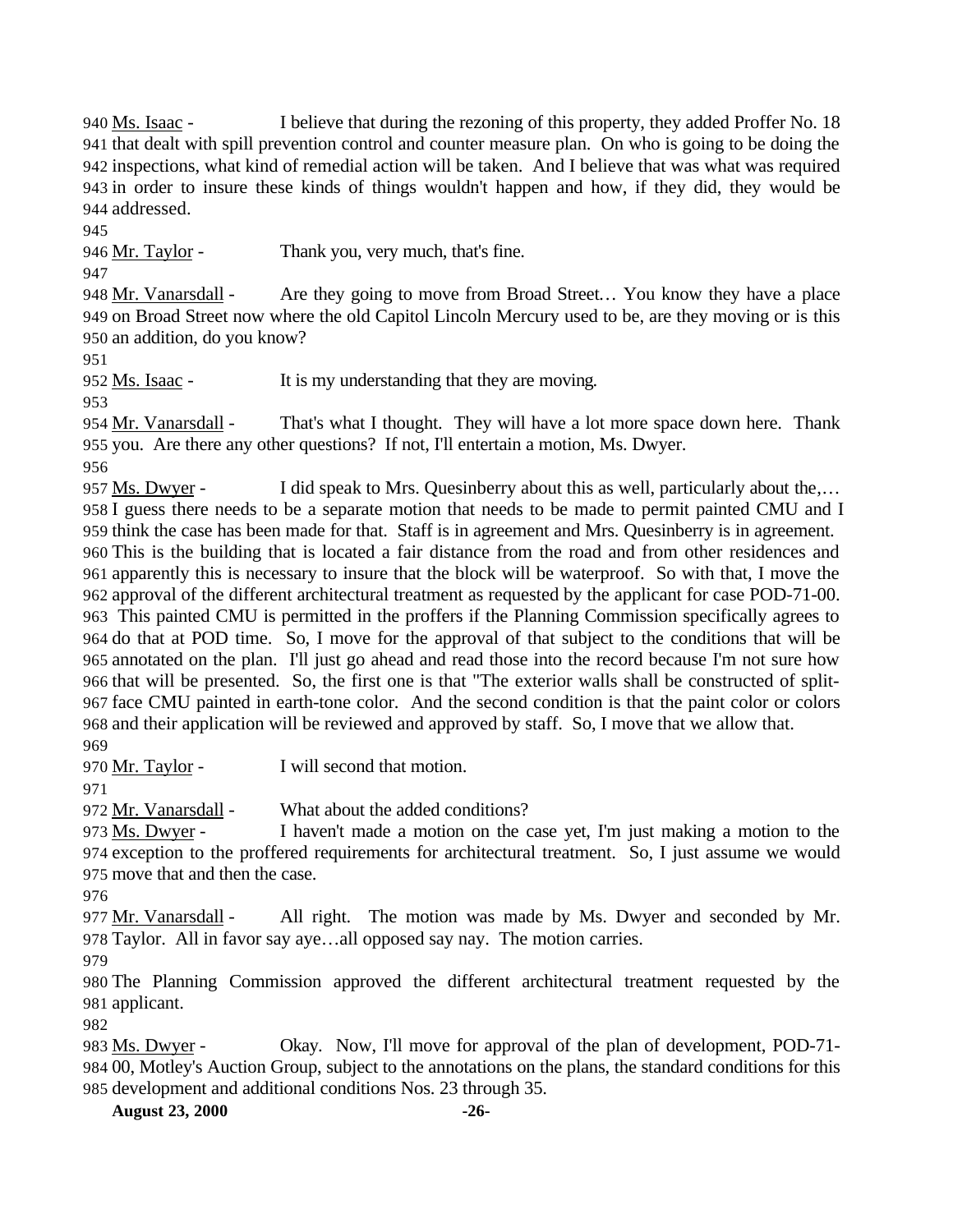940 Ms. Isaac - I believe that during the rezoning of this property, they added Proffer No. 18 941 that dealt with spill prevention control and counter measure plan. On who is going to be doing the 942 inspections, what kind of remedial action will be taken. And I believe that was what was required 943 in order to insure these kinds of things wouldn't happen and how, if they did, they would be 944 addressed.

945

946 Mr. Taylor - Thank you, very much, that's fine.

947

948 Mr. Vanarsdall - Are they going to move from Broad Street… You know they have a place 949 on Broad Street now where the old Capitol Lincoln Mercury used to be, are they moving or is this 950 an addition, do you know?

951

952 Ms. Isaac - It is my understanding that they are moving.

953

954 Mr. Vanarsdall - That's what I thought. They will have a lot more space down here. Thank 955 you. Are there any other questions? If not, I'll entertain a motion, Ms. Dwyer.

956

957 Ms. Dwyer - I did speak to Mrs. Quesinberry about this as well, particularly about the,… 958 I guess there needs to be a separate motion that needs to be made to permit painted CMU and I 959 think the case has been made for that. Staff is in agreement and Mrs. Quesinberry is in agreement. 960 This is the building that is located a fair distance from the road and from other residences and 961 apparently this is necessary to insure that the block will be waterproof. So with that, I move the 962 approval of the different architectural treatment as requested by the applicant for case POD-71-00. 963 This painted CMU is permitted in the proffers if the Planning Commission specifically agrees to 964 do that at POD time. So, I move for the approval of that subject to the conditions that will be 965 annotated on the plan. I'll just go ahead and read those into the record because I'm not sure how 966 that will be presented. So, the first one is that "The exterior walls shall be constructed of split-967 face CMU painted in earth-tone color. And the second condition is that the paint color or colors 968 and their application will be reviewed and approved by staff. So, I move that we allow that.

969

970 Mr. Taylor - I will second that motion.

971

972 Mr. Vanarsdall - What about the added conditions?

973 Ms. Dwyer - I haven't made a motion on the case yet, I'm just making a motion to the 974 exception to the proffered requirements for architectural treatment. So, I just assume we would 975 move that and then the case.

976

977 Mr. Vanarsdall - All right. The motion was made by Ms. Dwyer and seconded by Mr. 978 Taylor. All in favor say aye…all opposed say nay. The motion carries.

979

980 The Planning Commission approved the different architectural treatment requested by the 981 applicant.

982

983 Ms. Dwyer - Okay. Now, I'll move for approval of the plan of development, POD-71-984 00, Motley's Auction Group, subject to the annotations on the plans, the standard conditions for this 985 development and additional conditions Nos. 23 through 35.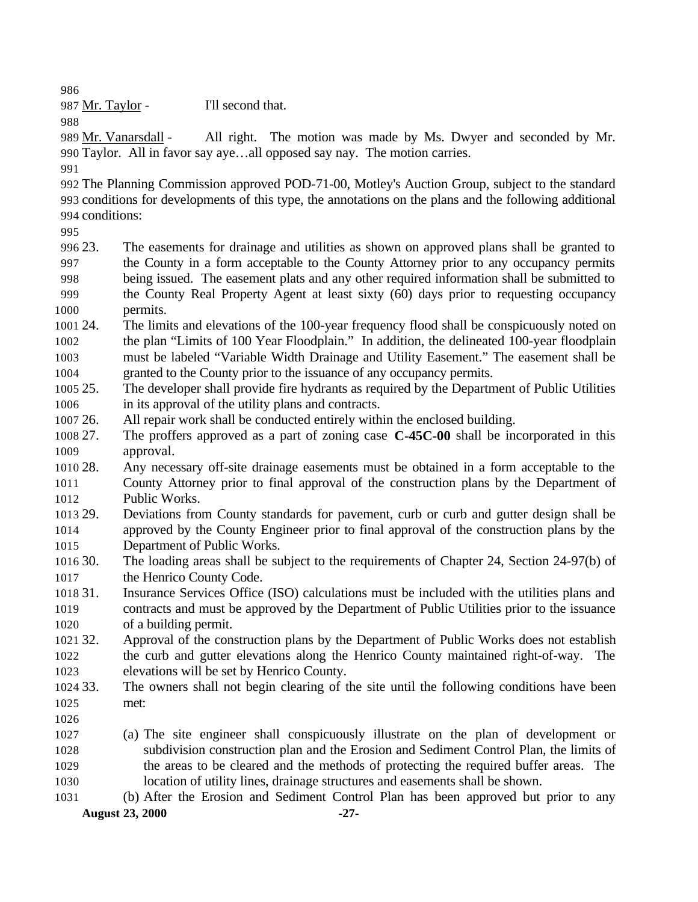Mr. Taylor - I'll second that.

Mr. Vanarsdall - All right. The motion was made by Ms. Dwyer and seconded by Mr. Taylor. All in favor say aye…all opposed say nay. The motion carries.

The Planning Commission approved POD-71-00, Motley's Auction Group, subject to the standard conditions for developments of this type, the annotations on the plans and the following additional conditions:

23. The easements for drainage and utilities as shown on approved plans shall be granted to the County in a form acceptable to the County Attorney prior to any occupancy permits being issued. The easement plats and any other required information shall be submitted to the County Real Property Agent at least sixty (60) days prior to requesting occupancy permits.
24. The limits and elevations of the 100-year frequency flood shall be conspicuously noted on the plan "Limits of 100 Year Floodplain." In addition, the delineated 100-year floodplain must be labeled "Variable Width Drainage and Utility Easement." The easement shall be granted to the County prior to the issuance of any occupancy permits.
25. The developer shall provide fire hydrants as required by the Department of Public Utilities in its approval of the utility plans and contracts.
26. All repair work shall be conducted entirely within the enclosed building.
27. The proffers approved as a part of zoning case **C-45C-00** shall be incorporated in this approval.
28. Any necessary off-site drainage easements must be obtained in a form acceptable to the County Attorney prior to final approval of the construction plans by the Department of Public Works.
29. Deviations from County standards for pavement, curb or curb and gutter design shall be approved by the County Engineer prior to final approval of the construction plans by the Department of Public Works.
30. The loading areas shall be subject to the requirements of Chapter 24, Section 24-97(b) of the Henrico County Code.
31. Insurance Services Office (ISO) calculations must be included with the utilities plans and contracts and must be approved by the Department of Public Utilities prior to the issuance of a building permit.
32. Approval of the construction plans by the Department of Public Works does not establish the curb and gutter elevations along the Henrico County maintained right-of-way. The elevations will be set by Henrico County.
33. The owners shall not begin clearing of the site until the following conditions have been met:

    (a) The site engineer shall conspicuously illustrate on the plan of development or subdivision construction plan and the Erosion and Sediment Control Plan, the limits of the areas to be cleared and the methods of protecting the required buffer areas. The location of utility lines, drainage structures and easements shall be shown.
    (b) After the Erosion and Sediment Control Plan has been approved but prior to any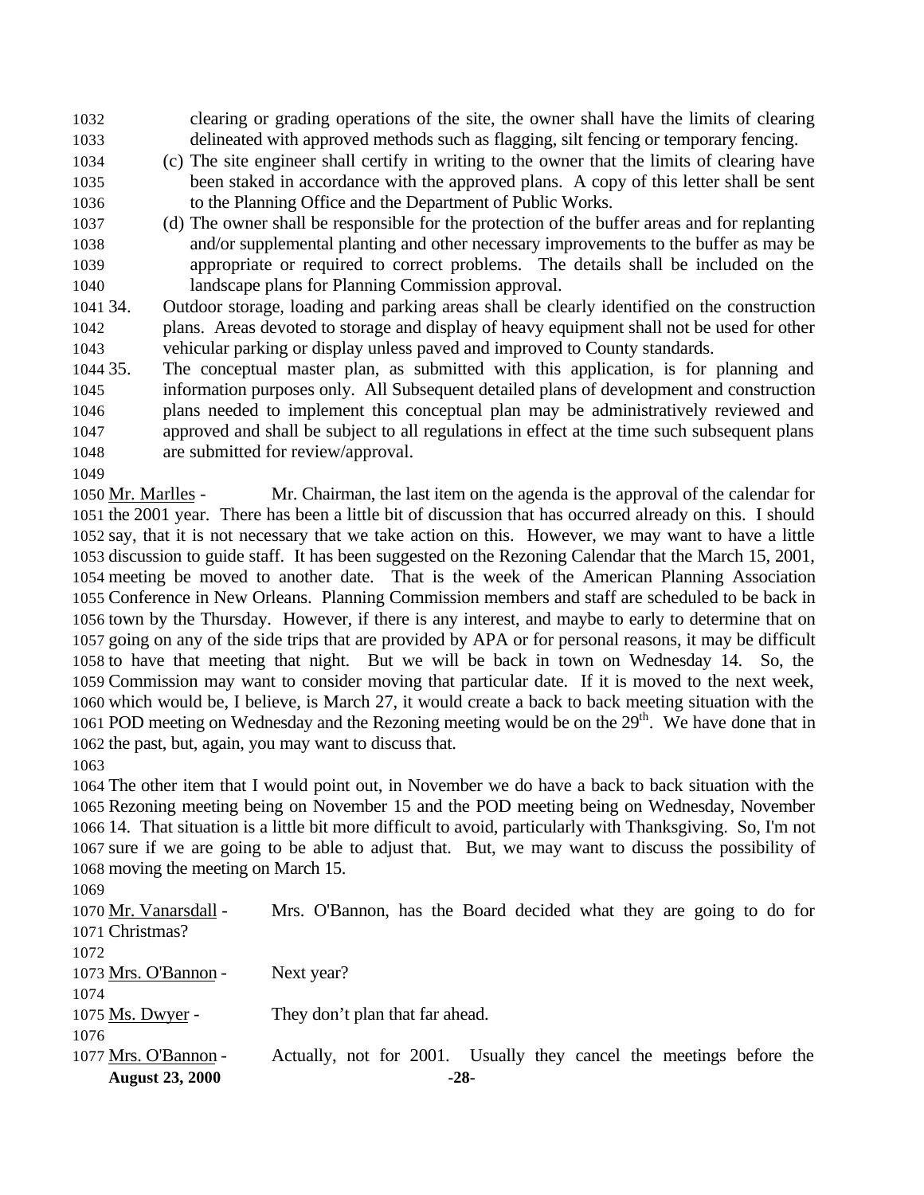clearing or grading operations of the site, the owner shall have the limits of clearing delineated with approved methods such as flagging, silt fencing or temporary fencing.

(c) The site engineer shall certify in writing to the owner that the limits of clearing have been staked in accordance with the approved plans. A copy of this letter shall be sent to the Planning Office and the Department of Public Works.

(d) The owner shall be responsible for the protection of the buffer areas and for replanting and/or supplemental planting and other necessary improvements to the buffer as may be appropriate or required to correct problems. The details shall be included on the landscape plans for Planning Commission approval.

34. Outdoor storage, loading and parking areas shall be clearly identified on the construction plans. Areas devoted to storage and display of heavy equipment shall not be used for other vehicular parking or display unless paved and improved to County standards.

35. The conceptual master plan, as submitted with this application, is for planning and information purposes only. All Subsequent detailed plans of development and construction plans needed to implement this conceptual plan may be administratively reviewed and approved and shall be subject to all regulations in effect at the time such subsequent plans are submitted for review/approval.

Mr. Marlles - Mr. Chairman, the last item on the agenda is the approval of the calendar for the 2001 year. There has been a little bit of discussion that has occurred already on this. I should say, that it is not necessary that we take action on this. However, we may want to have a little discussion to guide staff. It has been suggested on the Rezoning Calendar that the March 15, 2001, meeting be moved to another date. That is the week of the American Planning Association Conference in New Orleans. Planning Commission members and staff are scheduled to be back in town by the Thursday. However, if there is any interest, and maybe to early to determine that on going on any of the side trips that are provided by APA or for personal reasons, it may be difficult to have that meeting that night. But we will be back in town on Wednesday 14. So, the Commission may want to consider moving that particular date. If it is moved to the next week, which would be, I believe, is March 27, it would create a back to back meeting situation with the POD meeting on Wednesday and the Rezoning meeting would be on the 29th. We have done that in the past, but, again, you may want to discuss that.

The other item that I would point out, in November we do have a back to back situation with the Rezoning meeting being on November 15 and the POD meeting being on Wednesday, November 14. That situation is a little bit more difficult to avoid, particularly with Thanksgiving. So, I'm not sure if we are going to be able to adjust that. But, we may want to discuss the possibility of moving the meeting on March 15.

Mr. Vanarsdall - Mrs. O'Bannon, has the Board decided what they are going to do for Christmas?

Mrs. O'Bannon - Next year?

Ms. Dwyer - They don't plan that far ahead.

Mrs. O'Bannon - Actually, not for 2001. Usually they cancel the meetings before the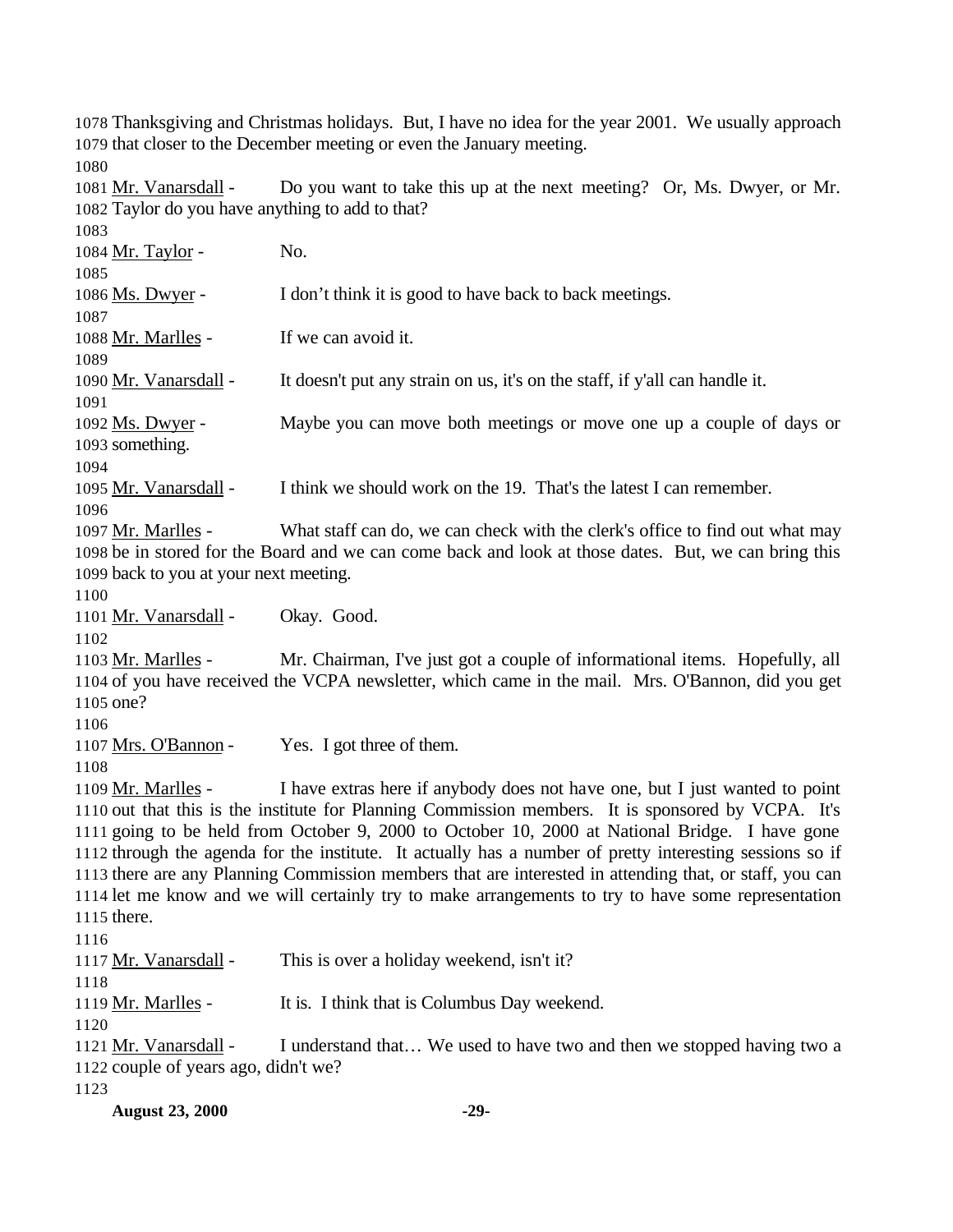Thanksgiving and Christmas holidays. But, I have no idea for the year 2001. We usually approach that closer to the December meeting or even the January meeting.

Mr. Vanarsdall - Do you want to take this up at the next meeting? Or, Ms. Dwyer, or Mr. Taylor do you have anything to add to that?

Mr. Taylor - No.

Ms. Dwyer - I don't think it is good to have back to back meetings.

Mr. Marlles - If we can avoid it.

Mr. Vanarsdall - It doesn't put any strain on us, it's on the staff, if y'all can handle it.

Ms. Dwyer - Maybe you can move both meetings or move one up a couple of days or something.

Mr. Vanarsdall - I think we should work on the 19. That's the latest I can remember.

Mr. Marlles - What staff can do, we can check with the clerk's office to find out what may be in stored for the Board and we can come back and look at those dates. But, we can bring this back to you at your next meeting.

Mr. Vanarsdall - Okay. Good.

Mr. Marlles - Mr. Chairman, I've just got a couple of informational items. Hopefully, all of you have received the VCPA newsletter, which came in the mail. Mrs. O'Bannon, did you get one?

Mrs. O'Bannon - Yes. I got three of them.

Mr. Marlles - I have extras here if anybody does not have one, but I just wanted to point out that this is the institute for Planning Commission members. It is sponsored by VCPA. It's going to be held from October 9, 2000 to October 10, 2000 at National Bridge. I have gone through the agenda for the institute. It actually has a number of pretty interesting sessions so if there are any Planning Commission members that are interested in attending that, or staff, you can let me know and we will certainly try to make arrangements to try to have some representation there.

Mr. Vanarsdall - This is over a holiday weekend, isn't it?

Mr. Marlles - It is. I think that is Columbus Day weekend.

Mr. Vanarsdall - I understand that… We used to have two and then we stopped having two a couple of years ago, didn't we?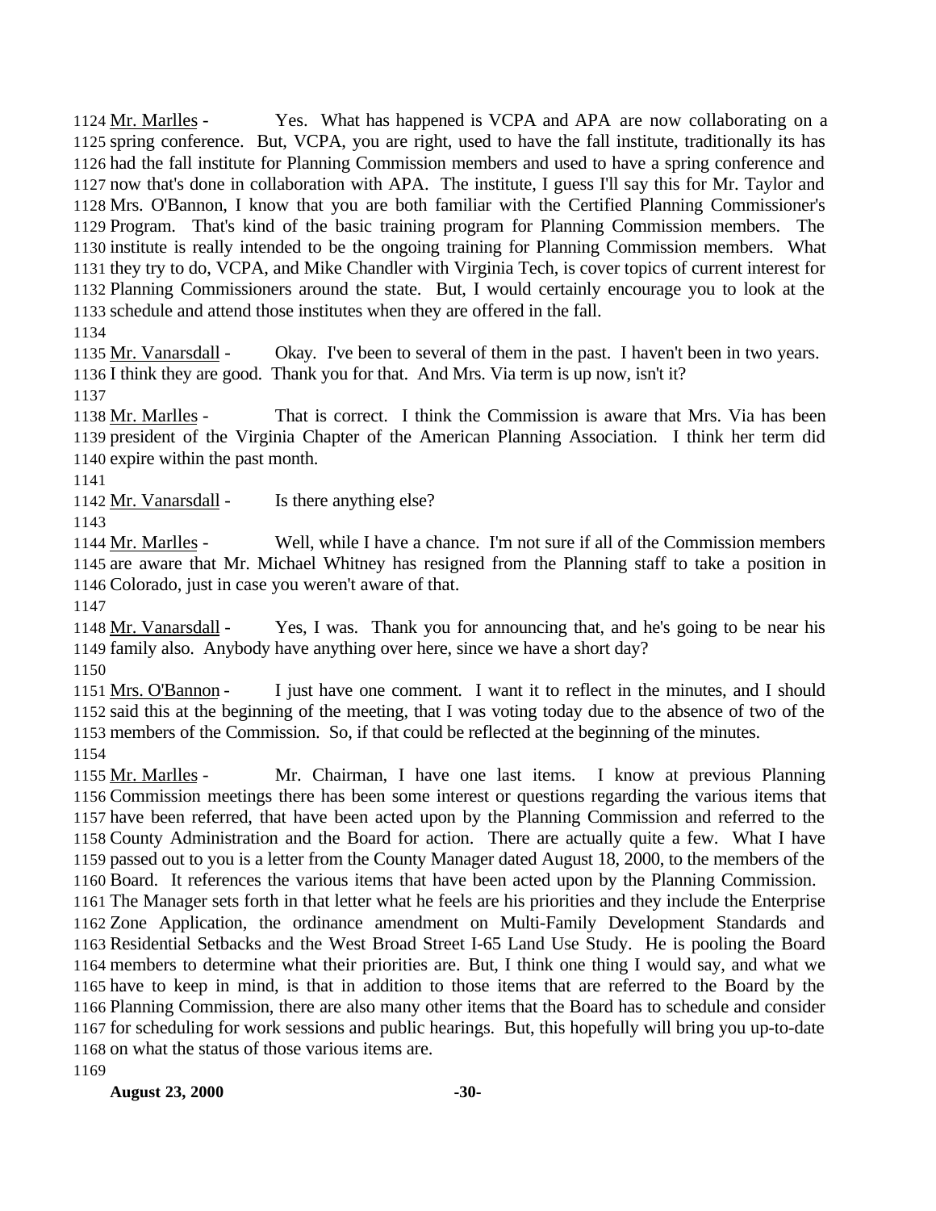1124 Mr. Marlles - Yes. What has happened is VCPA and APA are now collaborating on a spring conference. But, VCPA, you are right, used to have the fall institute, traditionally its has had the fall institute for Planning Commission members and used to have a spring conference and now that's done in collaboration with APA. The institute, I guess I'll say this for Mr. Taylor and Mrs. O'Bannon, I know that you are both familiar with the Certified Planning Commissioner's Program. That's kind of the basic training program for Planning Commission members. The institute is really intended to be the ongoing training for Planning Commission members. What they try to do, VCPA, and Mike Chandler with Virginia Tech, is cover topics of current interest for Planning Commissioners around the state. But, I would certainly encourage you to look at the schedule and attend those institutes when they are offered in the fall.
1134

1135 Mr. Vanarsdall - Okay. I've been to several of them in the past. I haven't been in two years. I think they are good. Thank you for that. And Mrs. Via term is up now, isn't it?
1137

1138 Mr. Marlles - That is correct. I think the Commission is aware that Mrs. Via has been president of the Virginia Chapter of the American Planning Association. I think her term did expire within the past month.
1141

1142 Mr. Vanarsdall - Is there anything else?
1143

1144 Mr. Marlles - Well, while I have a chance. I'm not sure if all of the Commission members are aware that Mr. Michael Whitney has resigned from the Planning staff to take a position in Colorado, just in case you weren't aware of that.
1147

1148 Mr. Vanarsdall - Yes, I was. Thank you for announcing that, and he's going to be near his family also. Anybody have anything over here, since we have a short day?
1150

1151 Mrs. O'Bannon - I just have one comment. I want it to reflect in the minutes, and I should said this at the beginning of the meeting, that I was voting today due to the absence of two of the members of the Commission. So, if that could be reflected at the beginning of the minutes.
1154

1155 Mr. Marlles - Mr. Chairman, I have one last items. I know at previous Planning Commission meetings there has been some interest or questions regarding the various items that have been referred, that have been acted upon by the Planning Commission and referred to the County Administration and the Board for action. There are actually quite a few. What I have passed out to you is a letter from the County Manager dated August 18, 2000, to the members of the Board. It references the various items that have been acted upon by the Planning Commission. The Manager sets forth in that letter what he feels are his priorities and they include the Enterprise Zone Application, the ordinance amendment on Multi-Family Development Standards and Residential Setbacks and the West Broad Street I-65 Land Use Study. He is pooling the Board members to determine what their priorities are. But, I think one thing I would say, and what we have to keep in mind, is that in addition to those items that are referred to the Board by the Planning Commission, there are also many other items that the Board has to schedule and consider for scheduling for work sessions and public hearings. But, this hopefully will bring you up-to-date on what the status of those various items are.
1169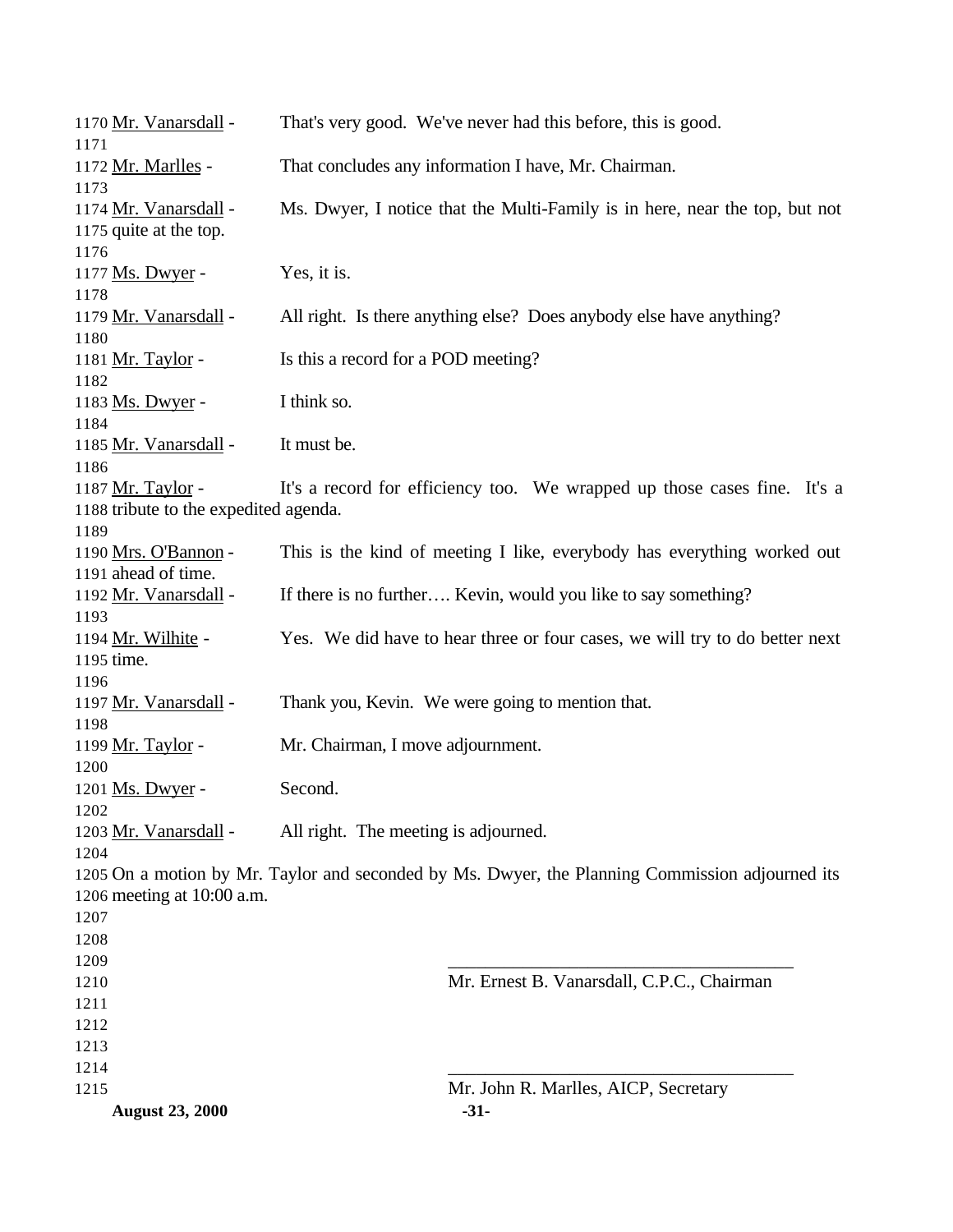Mr. Vanarsdall - That's very good. We've never had this before, this is good.

Mr. Marlles - That concludes any information I have, Mr. Chairman.

Mr. Vanarsdall - Ms. Dwyer, I notice that the Multi-Family is in here, near the top, but not quite at the top.

Ms. Dwyer - Yes, it is.

Mr. Vanarsdall - All right. Is there anything else? Does anybody else have anything?

Mr. Taylor - Is this a record for a POD meeting?

Ms. Dwyer - I think so.

Mr. Vanarsdall - It must be.

Mr. Taylor - It's a record for efficiency too. We wrapped up those cases fine. It's a tribute to the expedited agenda.

Mrs. O'Bannon - This is the kind of meeting I like, everybody has everything worked out ahead of time.

Mr. Vanarsdall - If there is no further…. Kevin, would you like to say something?

Mr. Wilhite - Yes. We did have to hear three or four cases, we will try to do better next time.

Mr. Vanarsdall - Thank you, Kevin. We were going to mention that.

Mr. Taylor - Mr. Chairman, I move adjournment.

Ms. Dwyer - Second.

Mr. Vanarsdall - All right. The meeting is adjourned.

On a motion by Mr. Taylor and seconded by Ms. Dwyer, the Planning Commission adjourned its meeting at 10:00 a.m.

\_\_\_\_\_\_\_\_\_\_\_\_\_\_\_\_\_\_\_\_\_\_\_\_\_\_\_\_\_\_\_\_\_\_\_\_\_\_

Mr. Ernest B. Vanarsdall, C.P.C., Chairman

\_\_\_\_\_\_\_\_\_\_\_\_\_\_\_\_\_\_\_\_\_\_\_\_\_\_\_\_\_\_\_\_\_\_\_\_\_\_

Mr. John R. Marlles, AICP, Secretary